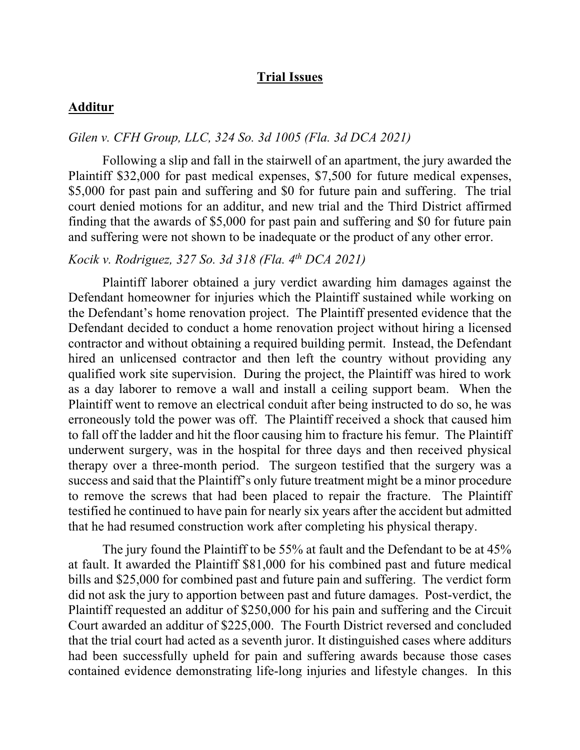# Trial Issues

## Additur

*Gilen v. CFH Group, LLC, 324 So. 3d 1005 (Fla. 3d DCA 2021)*

Following a slip and fall in the stairwell of an apartment, the jury awarded the Plaintiff $32,000 for past medical expenses, $7,500 for future medical expenses, $5,000 for past pain and suffering and $0 for future pain and suffering. The trial court denied motions for an additur, and new trial and the Third District affirmed finding that the awards of $5,000 for past pain and suffering and $0 for future pain and suffering were not shown to be inadequate or the product of any other error.

*Kocik v. Rodriguez, 327 So. 3d 318 (Fla. 4th DCA 2021)*

Plaintiff laborer obtained a jury verdict awarding him damages against the Defendant homeowner for injuries which the Plaintiff sustained while working on the Defendant's home renovation project. The Plaintiff presented evidence that the Defendant decided to conduct a home renovation project without hiring a licensed contractor and without obtaining a required building permit. Instead, the Defendant hired an unlicensed contractor and then left the country without providing any qualified work site supervision. During the project, the Plaintiff was hired to work as a day laborer to remove a wall and install a ceiling support beam. When the Plaintiff went to remove an electrical conduit after being instructed to do so, he was erroneously told the power was off. The Plaintiff received a shock that caused him to fall off the ladder and hit the floor causing him to fracture his femur. The Plaintiff underwent surgery, was in the hospital for three days and then received physical therapy over a three-month period. The surgeon testified that the surgery was a success and said that the Plaintiff's only future treatment might be a minor procedure to remove the screws that had been placed to repair the fracture. The Plaintiff testified he continued to have pain for nearly six years after the accident but admitted that he had resumed construction work after completing his physical therapy.

The jury found the Plaintiff to be 55% at fault and the Defendant to be at 45% at fault. It awarded the Plaintiff $81,000 for his combined past and future medical bills and $25,000 for combined past and future pain and suffering. The verdict form did not ask the jury to apportion between past and future damages. Post-verdict, the Plaintiff requested an additur of $250,000 for his pain and suffering and the Circuit Court awarded an additur of $225,000. The Fourth District reversed and concluded that the trial court had acted as a seventh juror. It distinguished cases where additurs had been successfully upheld for pain and suffering awards because those cases contained evidence demonstrating life-long injuries and lifestyle changes. In this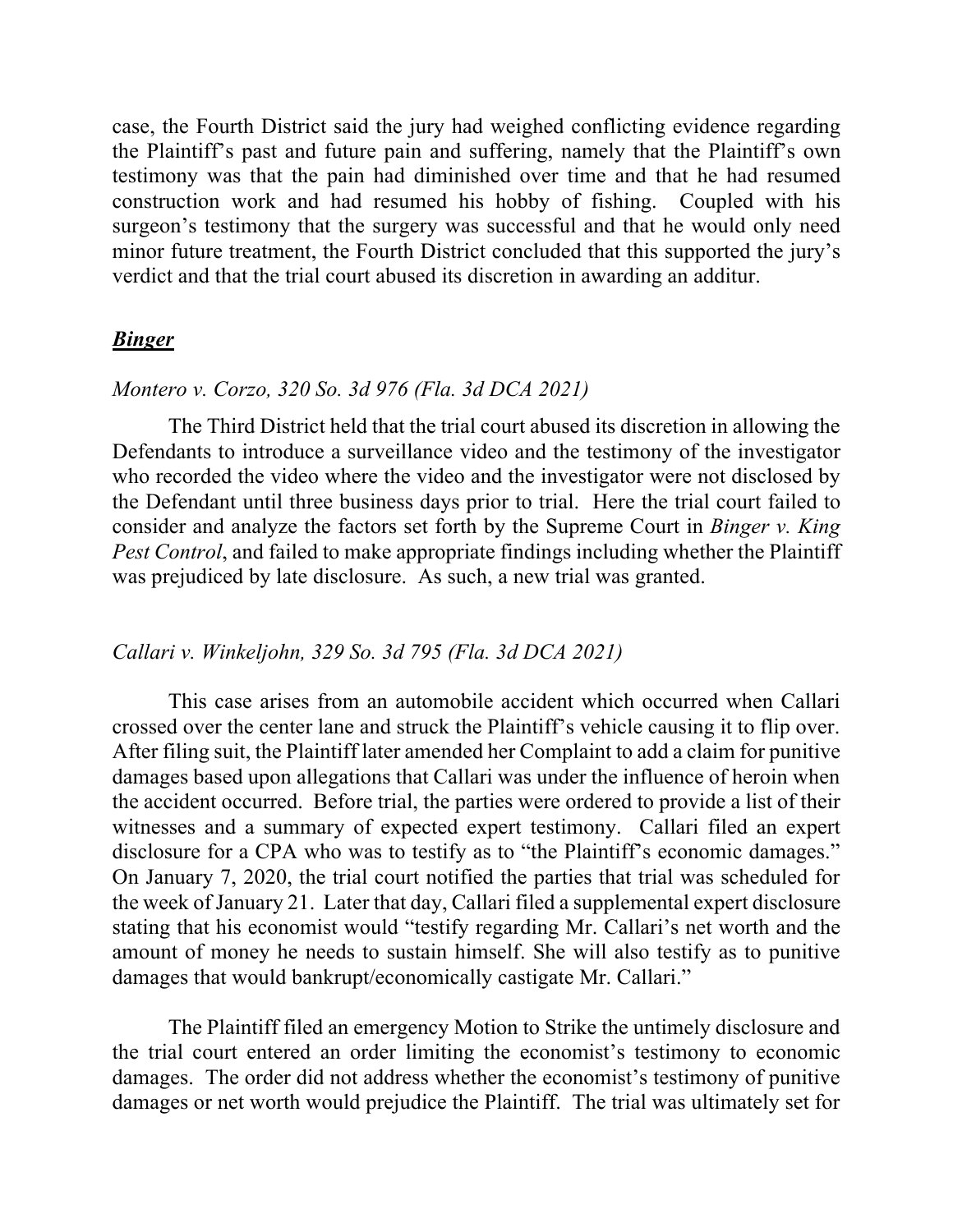case, the Fourth District said the jury had weighed conflicting evidence regarding the Plaintiff's past and future pain and suffering, namely that the Plaintiff's own testimony was that the pain had diminished over time and that he had resumed construction work and had resumed his hobby of fishing. Coupled with his surgeon's testimony that the surgery was successful and that he would only need minor future treatment, the Fourth District concluded that this supported the jury's verdict and that the trial court abused its discretion in awarding an additur.

## ***Binger***

*Montero v. Corzo, 320 So. 3d 976 (Fla. 3d DCA 2021)*

The Third District held that the trial court abused its discretion in allowing the Defendants to introduce a surveillance video and the testimony of the investigator who recorded the video where the video and the investigator were not disclosed by the Defendant until three business days prior to trial. Here the trial court failed to consider and analyze the factors set forth by the Supreme Court in *Binger v. King Pest Control*, and failed to make appropriate findings including whether the Plaintiff was prejudiced by late disclosure. As such, a new trial was granted.

*Callari v. Winkeljohn, 329 So. 3d 795 (Fla. 3d DCA 2021)*

This case arises from an automobile accident which occurred when Callari crossed over the center lane and struck the Plaintiff's vehicle causing it to flip over. After filing suit, the Plaintiff later amended her Complaint to add a claim for punitive damages based upon allegations that Callari was under the influence of heroin when the accident occurred. Before trial, the parties were ordered to provide a list of their witnesses and a summary of expected expert testimony. Callari filed an expert disclosure for a CPA who was to testify as to "the Plaintiff's economic damages." On January 7, 2020, the trial court notified the parties that trial was scheduled for the week of January 21. Later that day, Callari filed a supplemental expert disclosure stating that his economist would "testify regarding Mr. Callari's net worth and the amount of money he needs to sustain himself. She will also testify as to punitive damages that would bankrupt/economically castigate Mr. Callari."

The Plaintiff filed an emergency Motion to Strike the untimely disclosure and the trial court entered an order limiting the economist's testimony to economic damages. The order did not address whether the economist's testimony of punitive damages or net worth would prejudice the Plaintiff. The trial was ultimately set for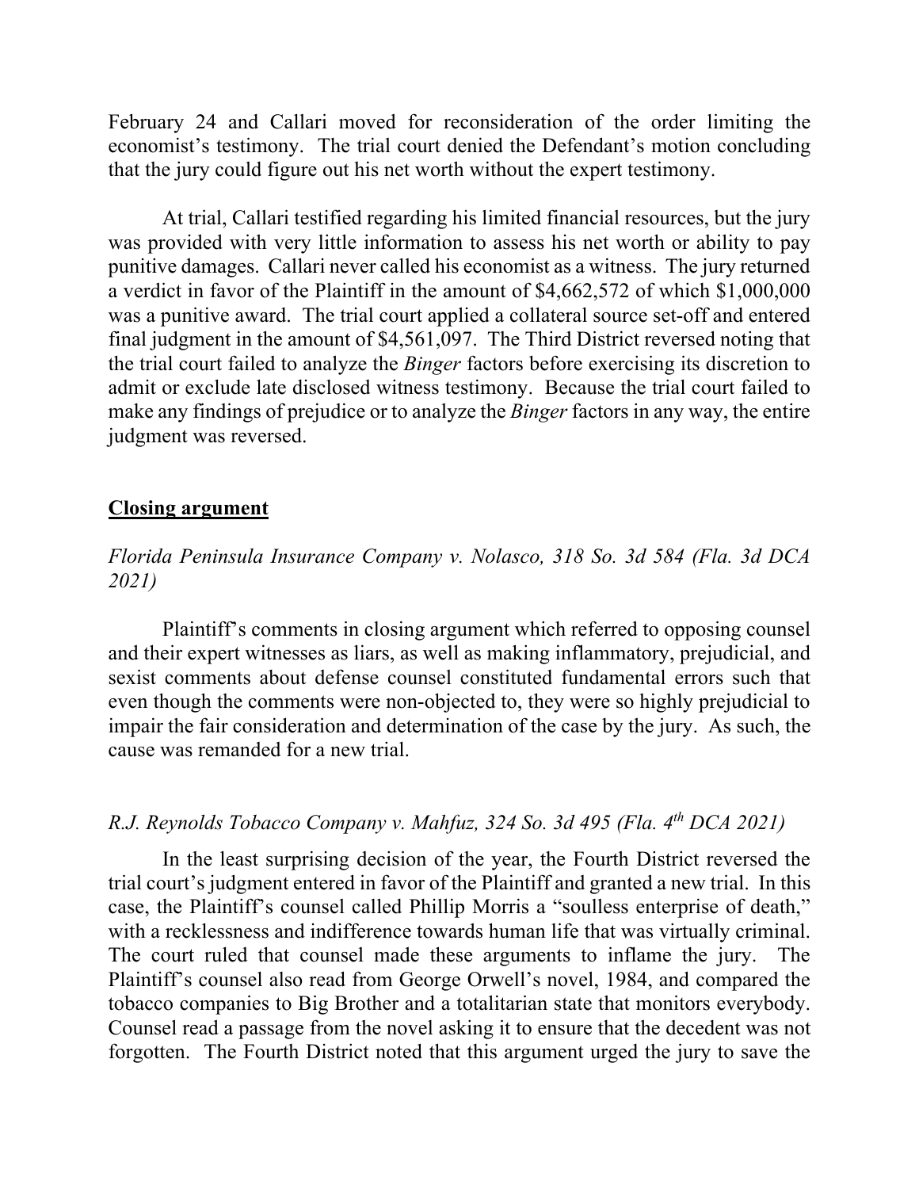February 24 and Callari moved for reconsideration of the order limiting the economist's testimony. The trial court denied the Defendant's motion concluding that the jury could figure out his net worth without the expert testimony.

At trial, Callari testified regarding his limited financial resources, but the jury was provided with very little information to assess his net worth or ability to pay punitive damages. Callari never called his economist as a witness. The jury returned a verdict in favor of the Plaintiff in the amount of $4,662,572 of which $1,000,000 was a punitive award. The trial court applied a collateral source set-off and entered final judgment in the amount of $4,561,097. The Third District reversed noting that the trial court failed to analyze the *Binger* factors before exercising its discretion to admit or exclude late disclosed witness testimony. Because the trial court failed to make any findings of prejudice or to analyze the *Binger* factors in any way, the entire judgment was reversed.

## **Closing argument**

*Florida Peninsula Insurance Company v. Nolasco, 318 So. 3d 584 (Fla. 3d DCA 2021)*

Plaintiff's comments in closing argument which referred to opposing counsel and their expert witnesses as liars, as well as making inflammatory, prejudicial, and sexist comments about defense counsel constituted fundamental errors such that even though the comments were non-objected to, they were so highly prejudicial to impair the fair consideration and determination of the case by the jury. As such, the cause was remanded for a new trial.

*R.J. Reynolds Tobacco Company v. Mahfuz, 324 So. 3d 495 (Fla. 4th DCA 2021)*

In the least surprising decision of the year, the Fourth District reversed the trial court's judgment entered in favor of the Plaintiff and granted a new trial. In this case, the Plaintiff's counsel called Phillip Morris a "soulless enterprise of death," with a recklessness and indifference towards human life that was virtually criminal. The court ruled that counsel made these arguments to inflame the jury. The Plaintiff's counsel also read from George Orwell's novel, 1984, and compared the tobacco companies to Big Brother and a totalitarian state that monitors everybody. Counsel read a passage from the novel asking it to ensure that the decedent was not forgotten. The Fourth District noted that this argument urged the jury to save the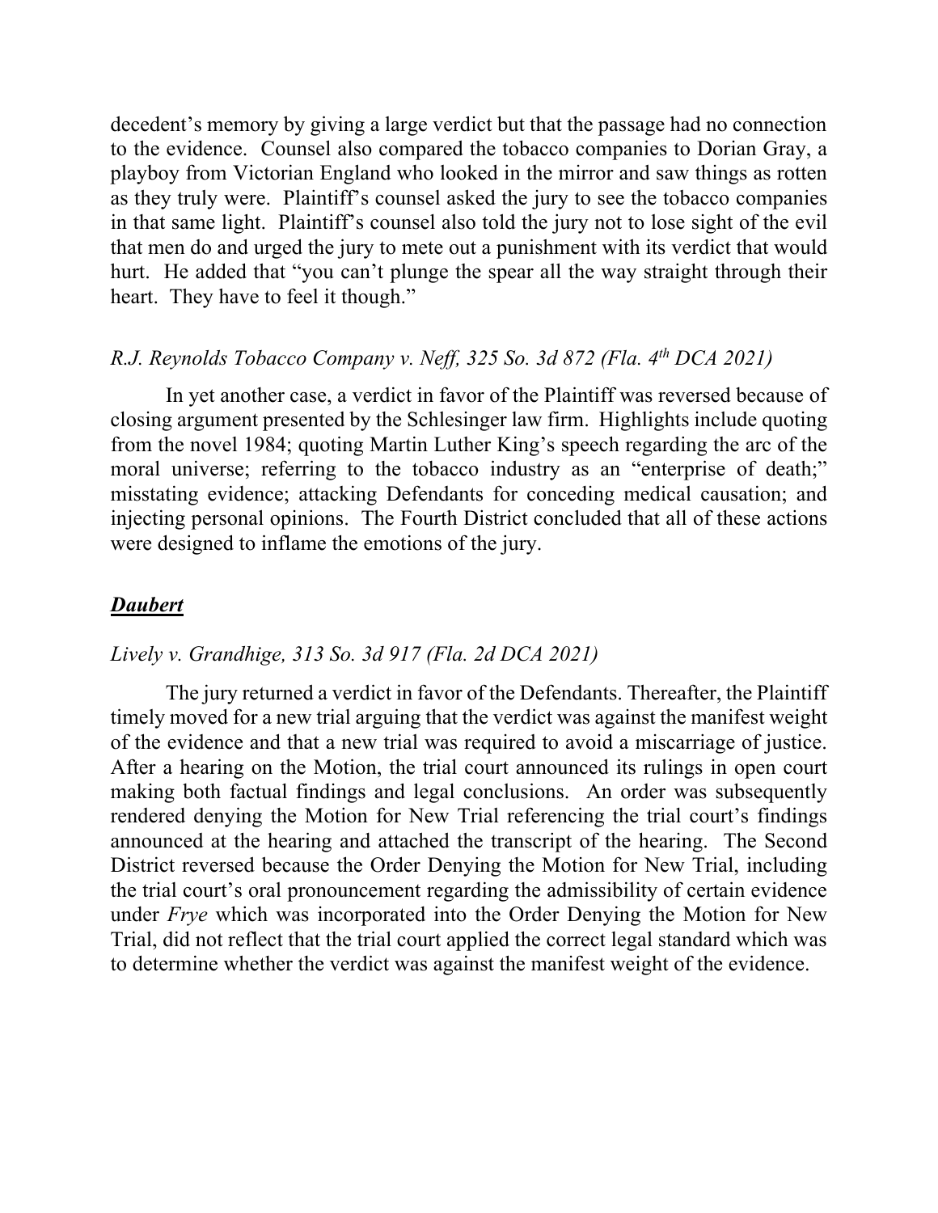decedent's memory by giving a large verdict but that the passage had no connection to the evidence. Counsel also compared the tobacco companies to Dorian Gray, a playboy from Victorian England who looked in the mirror and saw things as rotten as they truly were. Plaintiff's counsel asked the jury to see the tobacco companies in that same light. Plaintiff's counsel also told the jury not to lose sight of the evil that men do and urged the jury to mete out a punishment with its verdict that would hurt. He added that "you can't plunge the spear all the way straight through their heart. They have to feel it though."

*R.J. Reynolds Tobacco Company v. Neff, 325 So. 3d 872 (Fla. 4th DCA 2021)*

In yet another case, a verdict in favor of the Plaintiff was reversed because of closing argument presented by the Schlesinger law firm. Highlights include quoting from the novel 1984; quoting Martin Luther King's speech regarding the arc of the moral universe; referring to the tobacco industry as an "enterprise of death;" misstating evidence; attacking Defendants for conceding medical causation; and injecting personal opinions. The Fourth District concluded that all of these actions were designed to inflame the emotions of the jury.

## ***Daubert***

*Lively v. Grandhige, 313 So. 3d 917 (Fla. 2d DCA 2021)*

The jury returned a verdict in favor of the Defendants. Thereafter, the Plaintiff timely moved for a new trial arguing that the verdict was against the manifest weight of the evidence and that a new trial was required to avoid a miscarriage of justice. After a hearing on the Motion, the trial court announced its rulings in open court making both factual findings and legal conclusions. An order was subsequently rendered denying the Motion for New Trial referencing the trial court's findings announced at the hearing and attached the transcript of the hearing. The Second District reversed because the Order Denying the Motion for New Trial, including the trial court's oral pronouncement regarding the admissibility of certain evidence under *Frye* which was incorporated into the Order Denying the Motion for New Trial, did not reflect that the trial court applied the correct legal standard which was to determine whether the verdict was against the manifest weight of the evidence.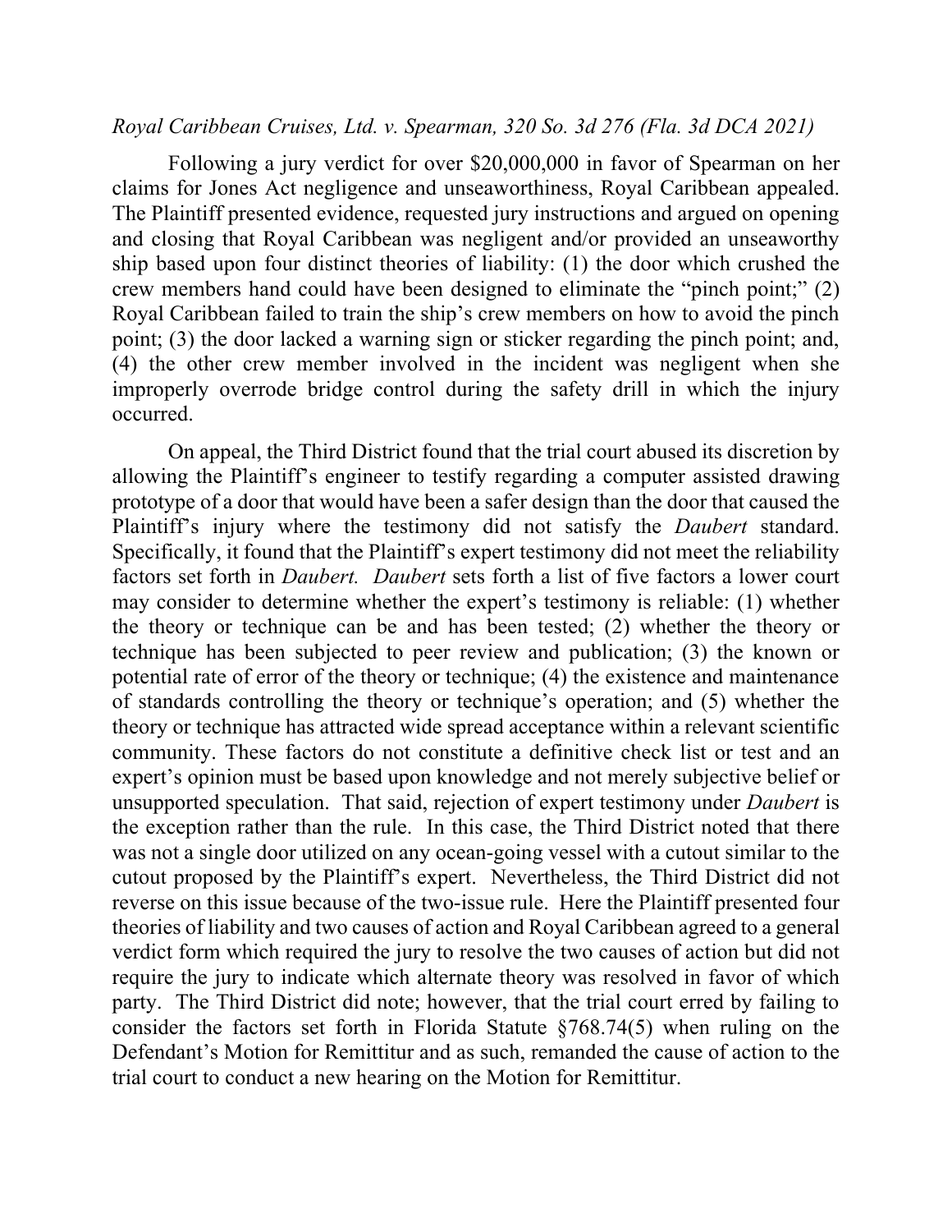*Royal Caribbean Cruises, Ltd. v. Spearman, 320 So. 3d 276 (Fla. 3d DCA 2021)*

Following a jury verdict for over $20,000,000 in favor of Spearman on her claims for Jones Act negligence and unseaworthiness, Royal Caribbean appealed. The Plaintiff presented evidence, requested jury instructions and argued on opening and closing that Royal Caribbean was negligent and/or provided an unseaworthy ship based upon four distinct theories of liability: (1) the door which crushed the crew members hand could have been designed to eliminate the "pinch point;" (2) Royal Caribbean failed to train the ship's crew members on how to avoid the pinch point; (3) the door lacked a warning sign or sticker regarding the pinch point; and, (4) the other crew member involved in the incident was negligent when she improperly overrode bridge control during the safety drill in which the injury occurred.

On appeal, the Third District found that the trial court abused its discretion by allowing the Plaintiff's engineer to testify regarding a computer assisted drawing prototype of a door that would have been a safer design than the door that caused the Plaintiff's injury where the testimony did not satisfy the *Daubert* standard. Specifically, it found that the Plaintiff's expert testimony did not meet the reliability factors set forth in *Daubert. Daubert* sets forth a list of five factors a lower court may consider to determine whether the expert's testimony is reliable: (1) whether the theory or technique can be and has been tested; (2) whether the theory or technique has been subjected to peer review and publication; (3) the known or potential rate of error of the theory or technique; (4) the existence and maintenance of standards controlling the theory or technique's operation; and (5) whether the theory or technique has attracted wide spread acceptance within a relevant scientific community. These factors do not constitute a definitive check list or test and an expert's opinion must be based upon knowledge and not merely subjective belief or unsupported speculation. That said, rejection of expert testimony under *Daubert* is the exception rather than the rule. In this case, the Third District noted that there was not a single door utilized on any ocean-going vessel with a cutout similar to the cutout proposed by the Plaintiff's expert. Nevertheless, the Third District did not reverse on this issue because of the two-issue rule. Here the Plaintiff presented four theories of liability and two causes of action and Royal Caribbean agreed to a general verdict form which required the jury to resolve the two causes of action but did not require the jury to indicate which alternate theory was resolved in favor of which party. The Third District did note; however, that the trial court erred by failing to consider the factors set forth in Florida Statute §768.74(5) when ruling on the Defendant's Motion for Remittitur and as such, remanded the cause of action to the trial court to conduct a new hearing on the Motion for Remittitur.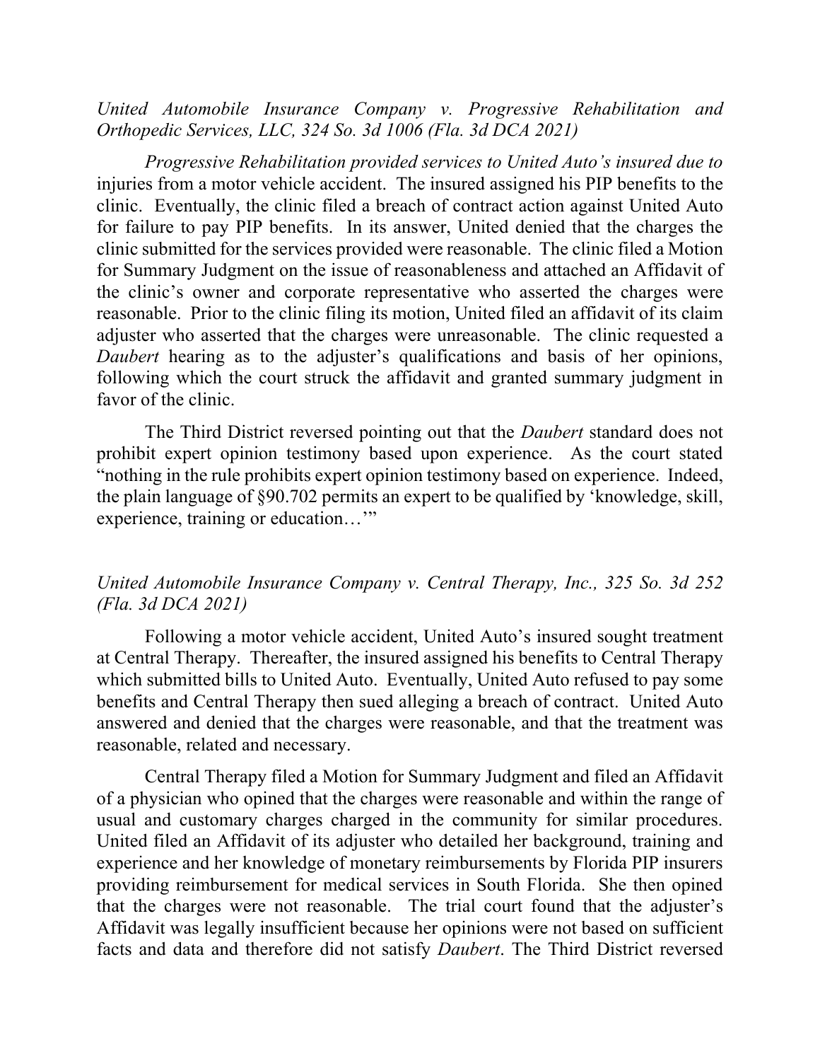*United Automobile Insurance Company v. Progressive Rehabilitation and Orthopedic Services, LLC, 324 So. 3d 1006 (Fla. 3d DCA 2021)*

*Progressive Rehabilitation provided services to United Auto's insured due to* injuries from a motor vehicle accident. The insured assigned his PIP benefits to the clinic. Eventually, the clinic filed a breach of contract action against United Auto for failure to pay PIP benefits. In its answer, United denied that the charges the clinic submitted for the services provided were reasonable. The clinic filed a Motion for Summary Judgment on the issue of reasonableness and attached an Affidavit of the clinic's owner and corporate representative who asserted the charges were reasonable. Prior to the clinic filing its motion, United filed an affidavit of its claim adjuster who asserted that the charges were unreasonable. The clinic requested a *Daubert* hearing as to the adjuster's qualifications and basis of her opinions, following which the court struck the affidavit and granted summary judgment in favor of the clinic.

The Third District reversed pointing out that the *Daubert* standard does not prohibit expert opinion testimony based upon experience. As the court stated "nothing in the rule prohibits expert opinion testimony based on experience. Indeed, the plain language of §90.702 permits an expert to be qualified by 'knowledge, skill, experience, training or education…'"

*United Automobile Insurance Company v. Central Therapy, Inc., 325 So. 3d 252 (Fla. 3d DCA 2021)*

Following a motor vehicle accident, United Auto's insured sought treatment at Central Therapy. Thereafter, the insured assigned his benefits to Central Therapy which submitted bills to United Auto. Eventually, United Auto refused to pay some benefits and Central Therapy then sued alleging a breach of contract. United Auto answered and denied that the charges were reasonable, and that the treatment was reasonable, related and necessary.

Central Therapy filed a Motion for Summary Judgment and filed an Affidavit of a physician who opined that the charges were reasonable and within the range of usual and customary charges charged in the community for similar procedures. United filed an Affidavit of its adjuster who detailed her background, training and experience and her knowledge of monetary reimbursements by Florida PIP insurers providing reimbursement for medical services in South Florida. She then opined that the charges were not reasonable. The trial court found that the adjuster's Affidavit was legally insufficient because her opinions were not based on sufficient facts and data and therefore did not satisfy *Daubert*. The Third District reversed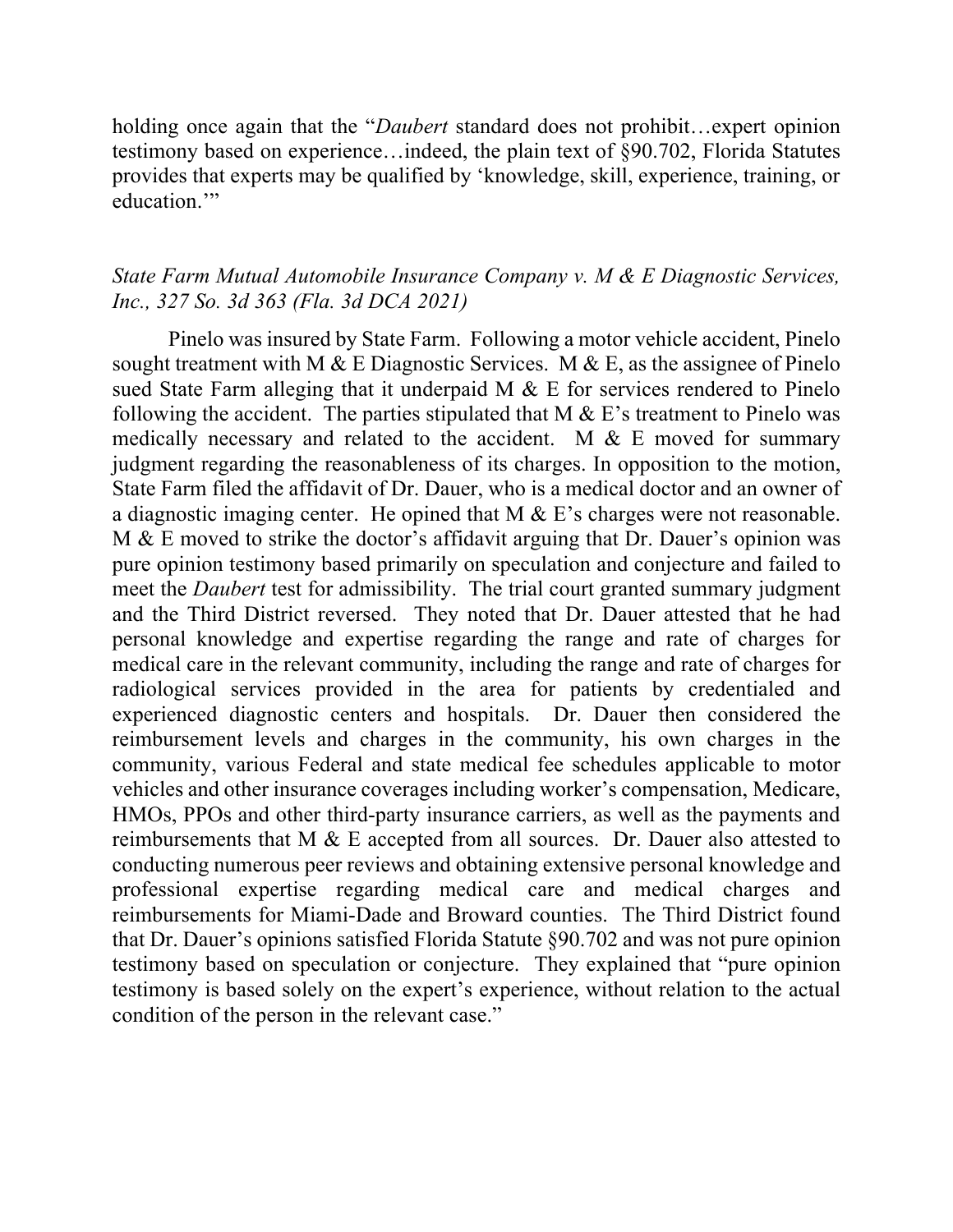holding once again that the "*Daubert* standard does not prohibit…expert opinion testimony based on experience…indeed, the plain text of §90.702, Florida Statutes provides that experts may be qualified by 'knowledge, skill, experience, training, or education.'"

*State Farm Mutual Automobile Insurance Company v. M & E Diagnostic Services, Inc., 327 So. 3d 363 (Fla. 3d DCA 2021)*

Pinelo was insured by State Farm. Following a motor vehicle accident, Pinelo sought treatment with M & E Diagnostic Services. M & E, as the assignee of Pinelo sued State Farm alleging that it underpaid M & E for services rendered to Pinelo following the accident. The parties stipulated that M & E's treatment to Pinelo was medically necessary and related to the accident. M & E moved for summary judgment regarding the reasonableness of its charges. In opposition to the motion, State Farm filed the affidavit of Dr. Dauer, who is a medical doctor and an owner of a diagnostic imaging center. He opined that M & E's charges were not reasonable. M & E moved to strike the doctor's affidavit arguing that Dr. Dauer's opinion was pure opinion testimony based primarily on speculation and conjecture and failed to meet the *Daubert* test for admissibility. The trial court granted summary judgment and the Third District reversed. They noted that Dr. Dauer attested that he had personal knowledge and expertise regarding the range and rate of charges for medical care in the relevant community, including the range and rate of charges for radiological services provided in the area for patients by credentialed and experienced diagnostic centers and hospitals. Dr. Dauer then considered the reimbursement levels and charges in the community, his own charges in the community, various Federal and state medical fee schedules applicable to motor vehicles and other insurance coverages including worker's compensation, Medicare, HMOs, PPOs and other third-party insurance carriers, as well as the payments and reimbursements that M & E accepted from all sources. Dr. Dauer also attested to conducting numerous peer reviews and obtaining extensive personal knowledge and professional expertise regarding medical care and medical charges and reimbursements for Miami-Dade and Broward counties. The Third District found that Dr. Dauer's opinions satisfied Florida Statute §90.702 and was not pure opinion testimony based on speculation or conjecture. They explained that "pure opinion testimony is based solely on the expert's experience, without relation to the actual condition of the person in the relevant case."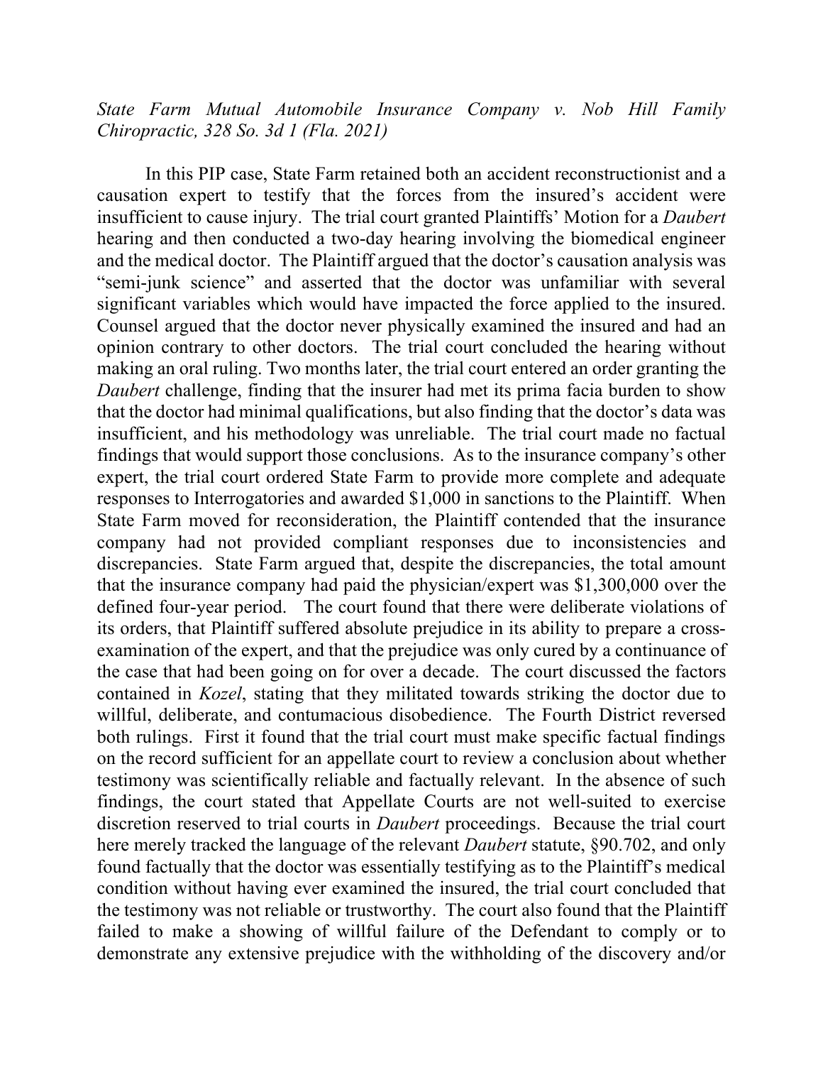*State Farm Mutual Automobile Insurance Company v. Nob Hill Family Chiropractic, 328 So. 3d 1 (Fla. 2021)*

In this PIP case, State Farm retained both an accident reconstructionist and a causation expert to testify that the forces from the insured's accident were insufficient to cause injury. The trial court granted Plaintiffs' Motion for a *Daubert* hearing and then conducted a two-day hearing involving the biomedical engineer and the medical doctor. The Plaintiff argued that the doctor's causation analysis was "semi-junk science" and asserted that the doctor was unfamiliar with several significant variables which would have impacted the force applied to the insured. Counsel argued that the doctor never physically examined the insured and had an opinion contrary to other doctors. The trial court concluded the hearing without making an oral ruling. Two months later, the trial court entered an order granting the *Daubert* challenge, finding that the insurer had met its prima facia burden to show that the doctor had minimal qualifications, but also finding that the doctor's data was insufficient, and his methodology was unreliable. The trial court made no factual findings that would support those conclusions. As to the insurance company's other expert, the trial court ordered State Farm to provide more complete and adequate responses to Interrogatories and awarded $1,000 in sanctions to the Plaintiff. When State Farm moved for reconsideration, the Plaintiff contended that the insurance company had not provided compliant responses due to inconsistencies and discrepancies. State Farm argued that, despite the discrepancies, the total amount that the insurance company had paid the physician/expert was $1,300,000 over the defined four-year period. The court found that there were deliberate violations of its orders, that Plaintiff suffered absolute prejudice in its ability to prepare a cross-examination of the expert, and that the prejudice was only cured by a continuance of the case that had been going on for over a decade. The court discussed the factors contained in *Kozel*, stating that they militated towards striking the doctor due to willful, deliberate, and contumacious disobedience. The Fourth District reversed both rulings. First it found that the trial court must make specific factual findings on the record sufficient for an appellate court to review a conclusion about whether testimony was scientifically reliable and factually relevant. In the absence of such findings, the court stated that Appellate Courts are not well-suited to exercise discretion reserved to trial courts in *Daubert* proceedings. Because the trial court here merely tracked the language of the relevant *Daubert* statute, §90.702, and only found factually that the doctor was essentially testifying as to the Plaintiff's medical condition without having ever examined the insured, the trial court concluded that the testimony was not reliable or trustworthy. The court also found that the Plaintiff failed to make a showing of willful failure of the Defendant to comply or to demonstrate any extensive prejudice with the withholding of the discovery and/or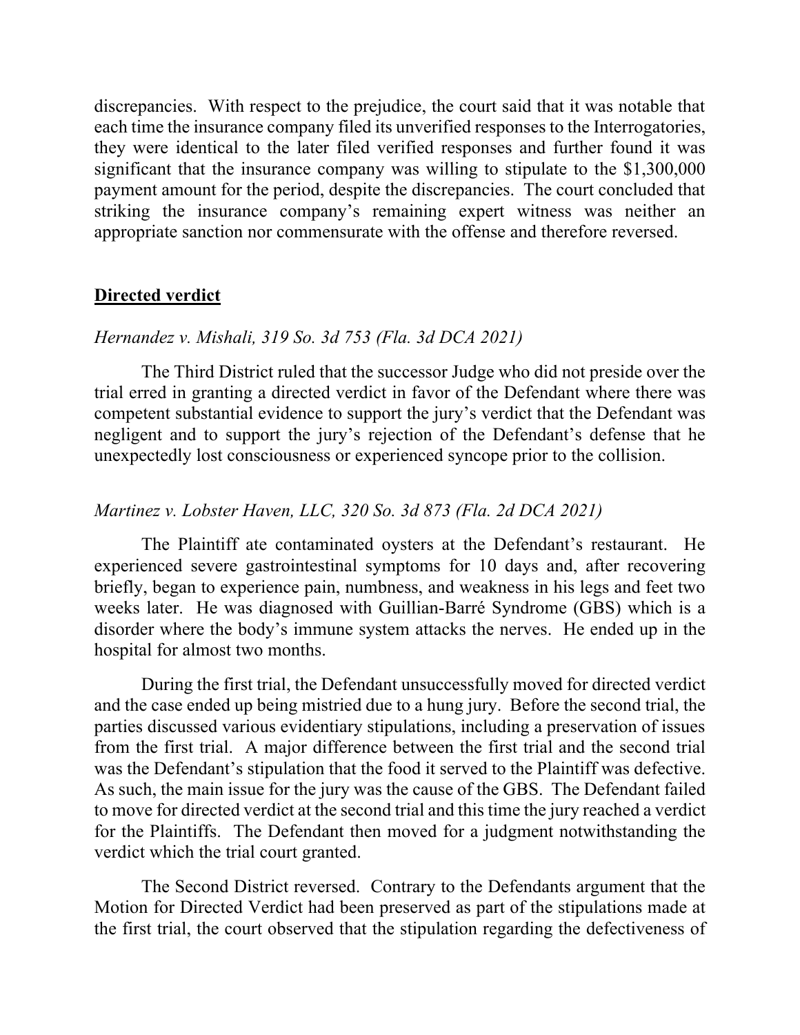discrepancies. With respect to the prejudice, the court said that it was notable that each time the insurance company filed its unverified responses to the Interrogatories, they were identical to the later filed verified responses and further found it was significant that the insurance company was willing to stipulate to the $1,300,000 payment amount for the period, despite the discrepancies. The court concluded that striking the insurance company's remaining expert witness was neither an appropriate sanction nor commensurate with the offense and therefore reversed.

## **Directed verdict**

*Hernandez v. Mishali, 319 So. 3d 753 (Fla. 3d DCA 2021)*

The Third District ruled that the successor Judge who did not preside over the trial erred in granting a directed verdict in favor of the Defendant where there was competent substantial evidence to support the jury's verdict that the Defendant was negligent and to support the jury's rejection of the Defendant's defense that he unexpectedly lost consciousness or experienced syncope prior to the collision.

*Martinez v. Lobster Haven, LLC, 320 So. 3d 873 (Fla. 2d DCA 2021)*

The Plaintiff ate contaminated oysters at the Defendant's restaurant. He experienced severe gastrointestinal symptoms for 10 days and, after recovering briefly, began to experience pain, numbness, and weakness in his legs and feet two weeks later. He was diagnosed with Guillian-Barré Syndrome (GBS) which is a disorder where the body's immune system attacks the nerves. He ended up in the hospital for almost two months.

During the first trial, the Defendant unsuccessfully moved for directed verdict and the case ended up being mistried due to a hung jury. Before the second trial, the parties discussed various evidentiary stipulations, including a preservation of issues from the first trial. A major difference between the first trial and the second trial was the Defendant's stipulation that the food it served to the Plaintiff was defective. As such, the main issue for the jury was the cause of the GBS. The Defendant failed to move for directed verdict at the second trial and this time the jury reached a verdict for the Plaintiffs. The Defendant then moved for a judgment notwithstanding the verdict which the trial court granted.

The Second District reversed. Contrary to the Defendants argument that the Motion for Directed Verdict had been preserved as part of the stipulations made at the first trial, the court observed that the stipulation regarding the defectiveness of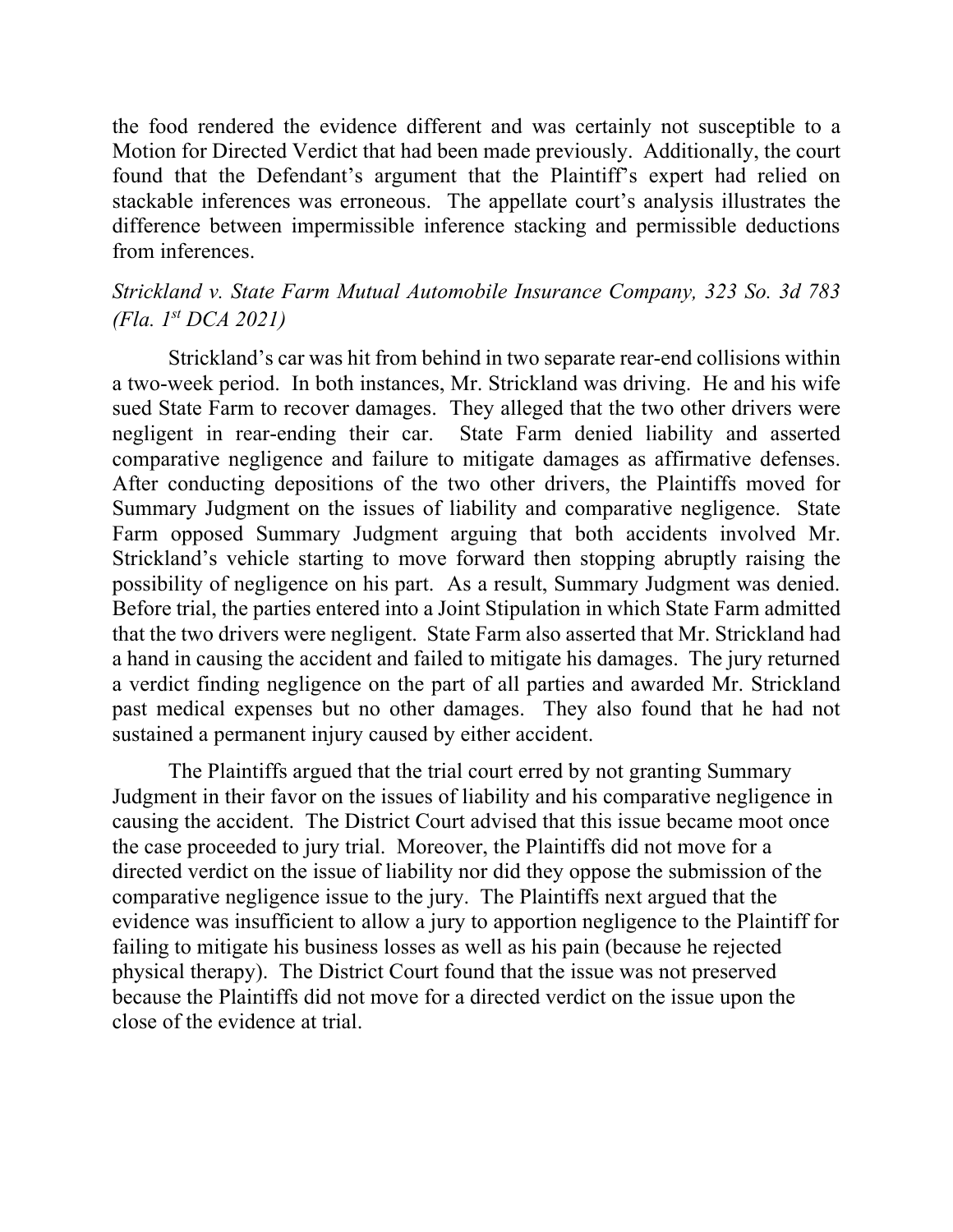the food rendered the evidence different and was certainly not susceptible to a Motion for Directed Verdict that had been made previously. Additionally, the court found that the Defendant's argument that the Plaintiff's expert had relied on stackable inferences was erroneous. The appellate court's analysis illustrates the difference between impermissible inference stacking and permissible deductions from inferences.

*Strickland v. State Farm Mutual Automobile Insurance Company, 323 So. 3d 783 (Fla. 1st DCA 2021)*

Strickland's car was hit from behind in two separate rear-end collisions within a two-week period. In both instances, Mr. Strickland was driving. He and his wife sued State Farm to recover damages. They alleged that the two other drivers were negligent in rear-ending their car. State Farm denied liability and asserted comparative negligence and failure to mitigate damages as affirmative defenses. After conducting depositions of the two other drivers, the Plaintiffs moved for Summary Judgment on the issues of liability and comparative negligence. State Farm opposed Summary Judgment arguing that both accidents involved Mr. Strickland's vehicle starting to move forward then stopping abruptly raising the possibility of negligence on his part. As a result, Summary Judgment was denied. Before trial, the parties entered into a Joint Stipulation in which State Farm admitted that the two drivers were negligent. State Farm also asserted that Mr. Strickland had a hand in causing the accident and failed to mitigate his damages. The jury returned a verdict finding negligence on the part of all parties and awarded Mr. Strickland past medical expenses but no other damages. They also found that he had not sustained a permanent injury caused by either accident.

The Plaintiffs argued that the trial court erred by not granting Summary Judgment in their favor on the issues of liability and his comparative negligence in causing the accident. The District Court advised that this issue became moot once the case proceeded to jury trial. Moreover, the Plaintiffs did not move for a directed verdict on the issue of liability nor did they oppose the submission of the comparative negligence issue to the jury. The Plaintiffs next argued that the evidence was insufficient to allow a jury to apportion negligence to the Plaintiff for failing to mitigate his business losses as well as his pain (because he rejected physical therapy). The District Court found that the issue was not preserved because the Plaintiffs did not move for a directed verdict on the issue upon the close of the evidence at trial.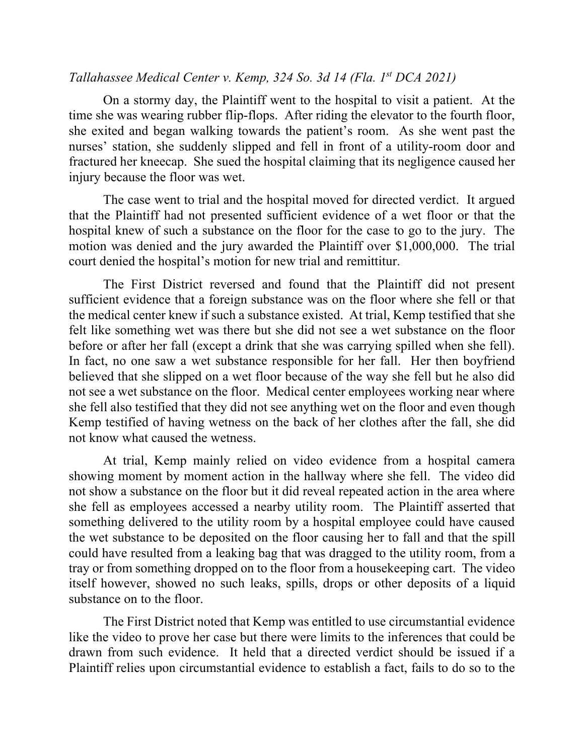*Tallahassee Medical Center v. Kemp, 324 So. 3d 14 (Fla. 1st DCA 2021)*

On a stormy day, the Plaintiff went to the hospital to visit a patient. At the time she was wearing rubber flip-flops. After riding the elevator to the fourth floor, she exited and began walking towards the patient's room. As she went past the nurses' station, she suddenly slipped and fell in front of a utility-room door and fractured her kneecap. She sued the hospital claiming that its negligence caused her injury because the floor was wet.

The case went to trial and the hospital moved for directed verdict. It argued that the Plaintiff had not presented sufficient evidence of a wet floor or that the hospital knew of such a substance on the floor for the case to go to the jury. The motion was denied and the jury awarded the Plaintiff over $1,000,000. The trial court denied the hospital's motion for new trial and remittitur.

The First District reversed and found that the Plaintiff did not present sufficient evidence that a foreign substance was on the floor where she fell or that the medical center knew if such a substance existed. At trial, Kemp testified that she felt like something wet was there but she did not see a wet substance on the floor before or after her fall (except a drink that she was carrying spilled when she fell). In fact, no one saw a wet substance responsible for her fall. Her then boyfriend believed that she slipped on a wet floor because of the way she fell but he also did not see a wet substance on the floor. Medical center employees working near where she fell also testified that they did not see anything wet on the floor and even though Kemp testified of having wetness on the back of her clothes after the fall, she did not know what caused the wetness.

At trial, Kemp mainly relied on video evidence from a hospital camera showing moment by moment action in the hallway where she fell. The video did not show a substance on the floor but it did reveal repeated action in the area where she fell as employees accessed a nearby utility room. The Plaintiff asserted that something delivered to the utility room by a hospital employee could have caused the wet substance to be deposited on the floor causing her to fall and that the spill could have resulted from a leaking bag that was dragged to the utility room, from a tray or from something dropped on to the floor from a housekeeping cart. The video itself however, showed no such leaks, spills, drops or other deposits of a liquid substance on to the floor.

The First District noted that Kemp was entitled to use circumstantial evidence like the video to prove her case but there were limits to the inferences that could be drawn from such evidence. It held that a directed verdict should be issued if a Plaintiff relies upon circumstantial evidence to establish a fact, fails to do so to the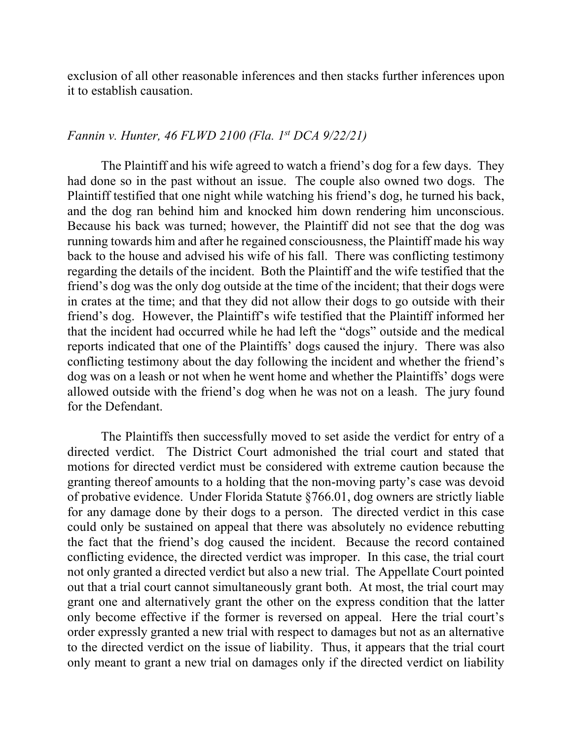exclusion of all other reasonable inferences and then stacks further inferences upon it to establish causation.

*Fannin v. Hunter, 46 FLWD 2100 (Fla. 1st DCA 9/22/21)*

The Plaintiff and his wife agreed to watch a friend's dog for a few days. They had done so in the past without an issue. The couple also owned two dogs. The Plaintiff testified that one night while watching his friend's dog, he turned his back, and the dog ran behind him and knocked him down rendering him unconscious. Because his back was turned; however, the Plaintiff did not see that the dog was running towards him and after he regained consciousness, the Plaintiff made his way back to the house and advised his wife of his fall. There was conflicting testimony regarding the details of the incident. Both the Plaintiff and the wife testified that the friend's dog was the only dog outside at the time of the incident; that their dogs were in crates at the time; and that they did not allow their dogs to go outside with their friend's dog. However, the Plaintiff's wife testified that the Plaintiff informed her that the incident had occurred while he had left the "dogs" outside and the medical reports indicated that one of the Plaintiffs' dogs caused the injury. There was also conflicting testimony about the day following the incident and whether the friend's dog was on a leash or not when he went home and whether the Plaintiffs' dogs were allowed outside with the friend's dog when he was not on a leash. The jury found for the Defendant.

The Plaintiffs then successfully moved to set aside the verdict for entry of a directed verdict. The District Court admonished the trial court and stated that motions for directed verdict must be considered with extreme caution because the granting thereof amounts to a holding that the non-moving party's case was devoid of probative evidence. Under Florida Statute §766.01, dog owners are strictly liable for any damage done by their dogs to a person. The directed verdict in this case could only be sustained on appeal that there was absolutely no evidence rebutting the fact that the friend's dog caused the incident. Because the record contained conflicting evidence, the directed verdict was improper. In this case, the trial court not only granted a directed verdict but also a new trial. The Appellate Court pointed out that a trial court cannot simultaneously grant both. At most, the trial court may grant one and alternatively grant the other on the express condition that the latter only become effective if the former is reversed on appeal. Here the trial court's order expressly granted a new trial with respect to damages but not as an alternative to the directed verdict on the issue of liability. Thus, it appears that the trial court only meant to grant a new trial on damages only if the directed verdict on liability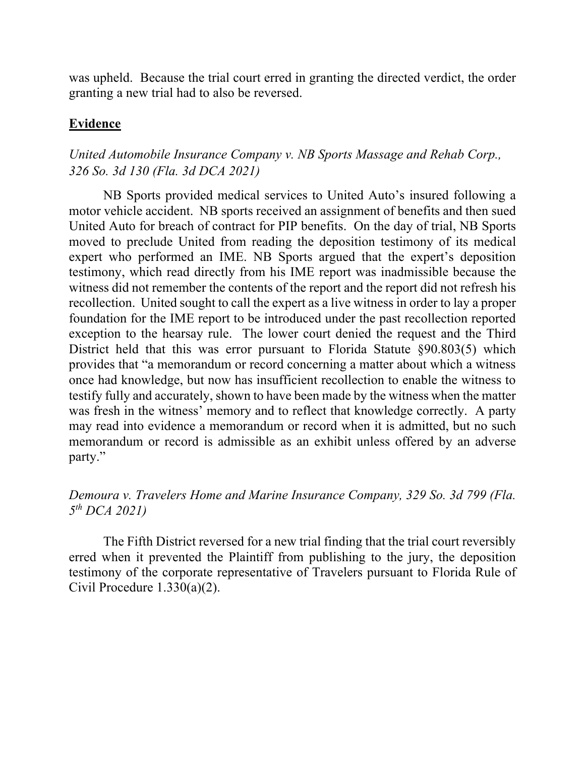was upheld. Because the trial court erred in granting the directed verdict, the order granting a new trial had to also be reversed.

## **Evidence**

*United Automobile Insurance Company v. NB Sports Massage and Rehab Corp., 326 So. 3d 130 (Fla. 3d DCA 2021)*

NB Sports provided medical services to United Auto's insured following a motor vehicle accident. NB sports received an assignment of benefits and then sued United Auto for breach of contract for PIP benefits. On the day of trial, NB Sports moved to preclude United from reading the deposition testimony of its medical expert who performed an IME. NB Sports argued that the expert's deposition testimony, which read directly from his IME report was inadmissible because the witness did not remember the contents of the report and the report did not refresh his recollection. United sought to call the expert as a live witness in order to lay a proper foundation for the IME report to be introduced under the past recollection reported exception to the hearsay rule. The lower court denied the request and the Third District held that this was error pursuant to Florida Statute §90.803(5) which provides that "a memorandum or record concerning a matter about which a witness once had knowledge, but now has insufficient recollection to enable the witness to testify fully and accurately, shown to have been made by the witness when the matter was fresh in the witness' memory and to reflect that knowledge correctly. A party may read into evidence a memorandum or record when it is admitted, but no such memorandum or record is admissible as an exhibit unless offered by an adverse party."

*Demoura v. Travelers Home and Marine Insurance Company, 329 So. 3d 799 (Fla. 5th DCA 2021)*

The Fifth District reversed for a new trial finding that the trial court reversibly erred when it prevented the Plaintiff from publishing to the jury, the deposition testimony of the corporate representative of Travelers pursuant to Florida Rule of Civil Procedure 1.330(a)(2).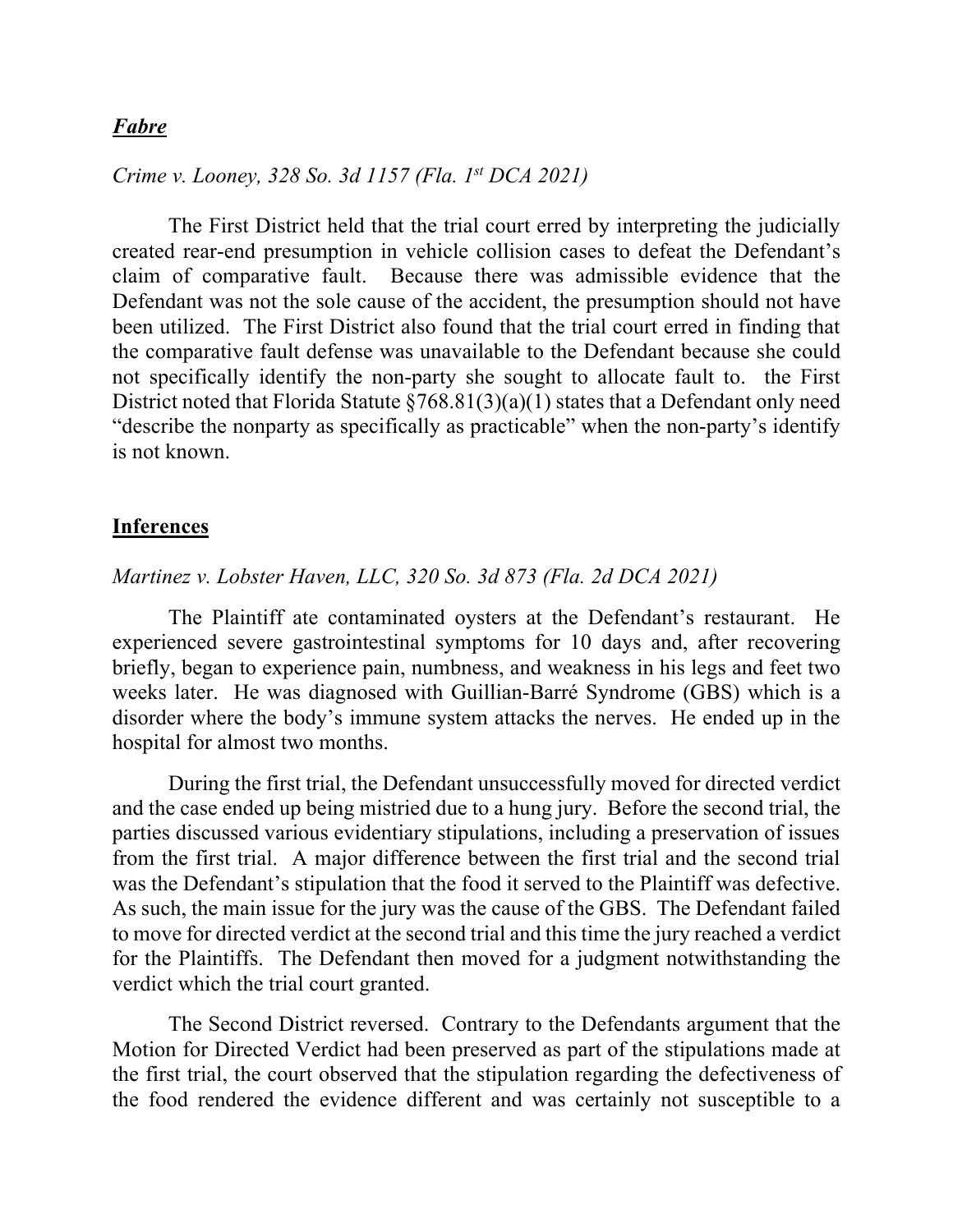***Fabre***

*Crime v. Looney, 328 So. 3d 1157 (Fla. 1st DCA 2021)*

The First District held that the trial court erred by interpreting the judicially created rear-end presumption in vehicle collision cases to defeat the Defendant's claim of comparative fault. Because there was admissible evidence that the Defendant was not the sole cause of the accident, the presumption should not have been utilized. The First District also found that the trial court erred in finding that the comparative fault defense was unavailable to the Defendant because she could not specifically identify the non-party she sought to allocate fault to. the First District noted that Florida Statute §768.81(3)(a)(1) states that a Defendant only need "describe the nonparty as specifically as practicable" when the non-party's identify is not known.

**Inferences**

*Martinez v. Lobster Haven, LLC, 320 So. 3d 873 (Fla. 2d DCA 2021)*

The Plaintiff ate contaminated oysters at the Defendant's restaurant. He experienced severe gastrointestinal symptoms for 10 days and, after recovering briefly, began to experience pain, numbness, and weakness in his legs and feet two weeks later. He was diagnosed with Guillian-Barré Syndrome (GBS) which is a disorder where the body's immune system attacks the nerves. He ended up in the hospital for almost two months.

During the first trial, the Defendant unsuccessfully moved for directed verdict and the case ended up being mistried due to a hung jury. Before the second trial, the parties discussed various evidentiary stipulations, including a preservation of issues from the first trial. A major difference between the first trial and the second trial was the Defendant's stipulation that the food it served to the Plaintiff was defective. As such, the main issue for the jury was the cause of the GBS. The Defendant failed to move for directed verdict at the second trial and this time the jury reached a verdict for the Plaintiffs. The Defendant then moved for a judgment notwithstanding the verdict which the trial court granted.

The Second District reversed. Contrary to the Defendants argument that the Motion for Directed Verdict had been preserved as part of the stipulations made at the first trial, the court observed that the stipulation regarding the defectiveness of the food rendered the evidence different and was certainly not susceptible to a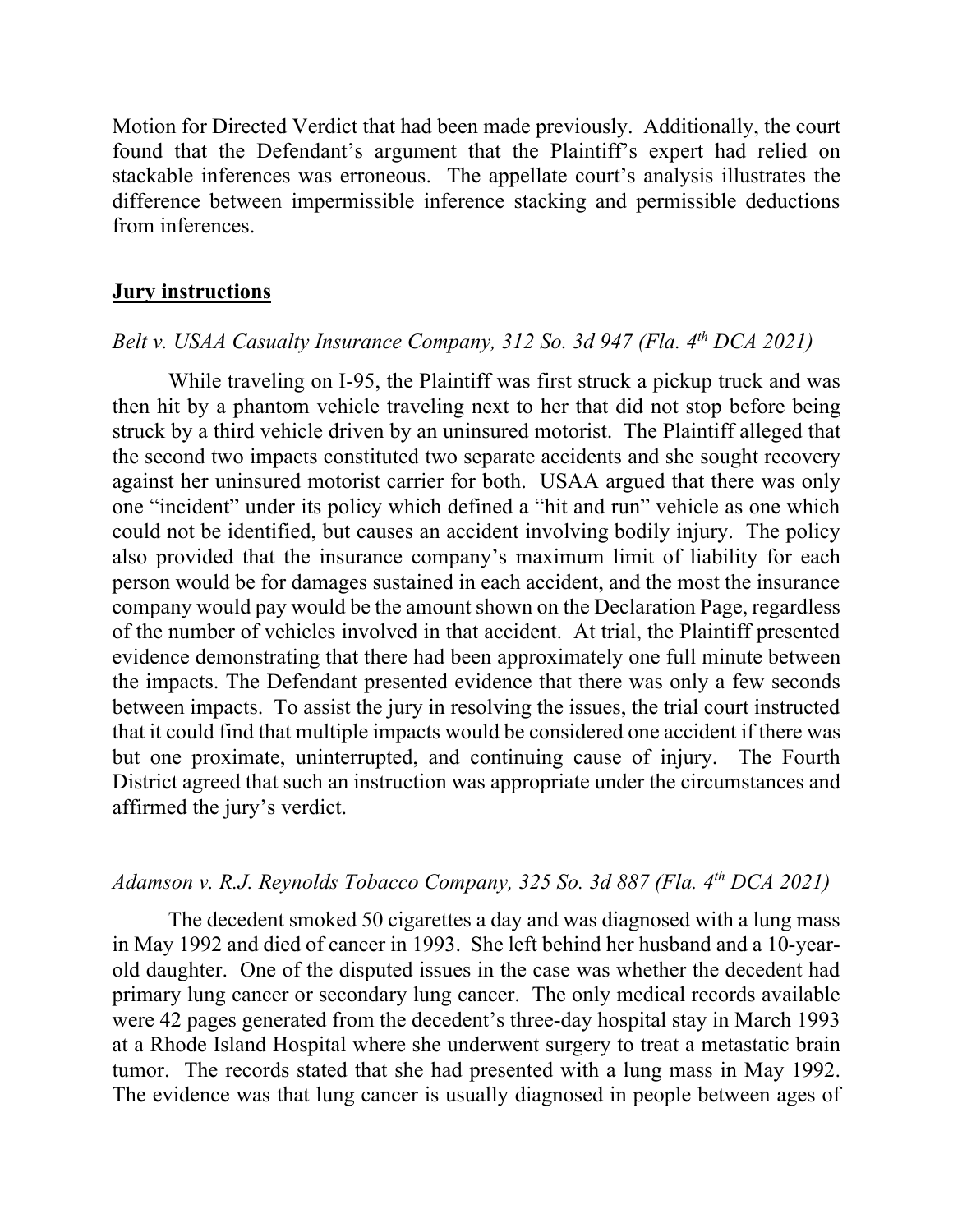Motion for Directed Verdict that had been made previously. Additionally, the court found that the Defendant's argument that the Plaintiff's expert had relied on stackable inferences was erroneous. The appellate court's analysis illustrates the difference between impermissible inference stacking and permissible deductions from inferences.

## **Jury instructions**

*Belt v. USAA Casualty Insurance Company, 312 So. 3d 947 (Fla. 4th DCA 2021)*

While traveling on I-95, the Plaintiff was first struck a pickup truck and was then hit by a phantom vehicle traveling next to her that did not stop before being struck by a third vehicle driven by an uninsured motorist. The Plaintiff alleged that the second two impacts constituted two separate accidents and she sought recovery against her uninsured motorist carrier for both. USAA argued that there was only one "incident" under its policy which defined a "hit and run" vehicle as one which could not be identified, but causes an accident involving bodily injury. The policy also provided that the insurance company's maximum limit of liability for each person would be for damages sustained in each accident, and the most the insurance company would pay would be the amount shown on the Declaration Page, regardless of the number of vehicles involved in that accident. At trial, the Plaintiff presented evidence demonstrating that there had been approximately one full minute between the impacts. The Defendant presented evidence that there was only a few seconds between impacts. To assist the jury in resolving the issues, the trial court instructed that it could find that multiple impacts would be considered one accident if there was but one proximate, uninterrupted, and continuing cause of injury. The Fourth District agreed that such an instruction was appropriate under the circumstances and affirmed the jury's verdict.

*Adamson v. R.J. Reynolds Tobacco Company, 325 So. 3d 887 (Fla. 4th DCA 2021)*

The decedent smoked 50 cigarettes a day and was diagnosed with a lung mass in May 1992 and died of cancer in 1993. She left behind her husband and a 10-year-old daughter. One of the disputed issues in the case was whether the decedent had primary lung cancer or secondary lung cancer. The only medical records available were 42 pages generated from the decedent's three-day hospital stay in March 1993 at a Rhode Island Hospital where she underwent surgery to treat a metastatic brain tumor. The records stated that she had presented with a lung mass in May 1992. The evidence was that lung cancer is usually diagnosed in people between ages of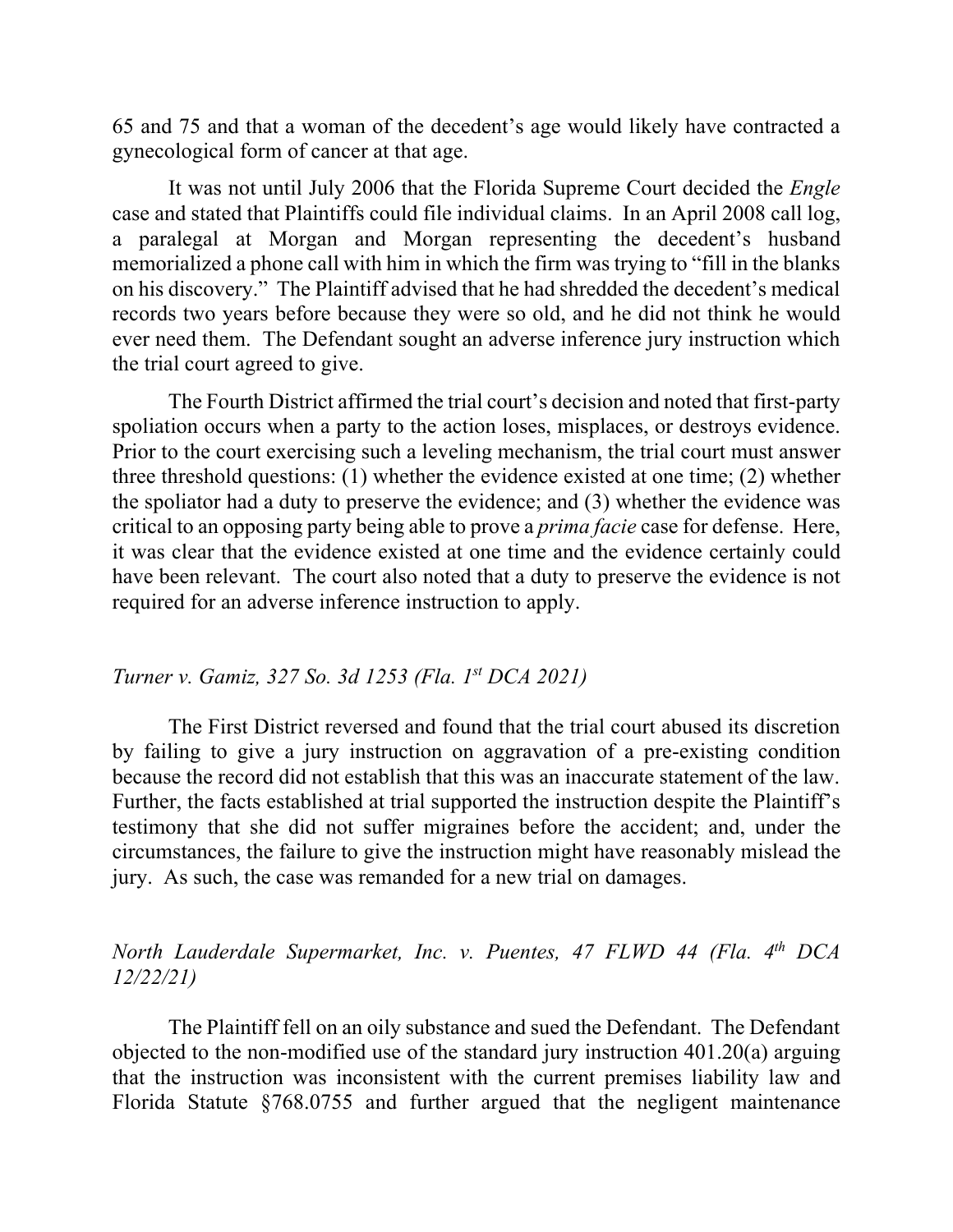65 and 75 and that a woman of the decedent's age would likely have contracted a gynecological form of cancer at that age.

It was not until July 2006 that the Florida Supreme Court decided the *Engle* case and stated that Plaintiffs could file individual claims. In an April 2008 call log, a paralegal at Morgan and Morgan representing the decedent's husband memorialized a phone call with him in which the firm was trying to "fill in the blanks on his discovery." The Plaintiff advised that he had shredded the decedent's medical records two years before because they were so old, and he did not think he would ever need them. The Defendant sought an adverse inference jury instruction which the trial court agreed to give.

The Fourth District affirmed the trial court's decision and noted that first-party spoliation occurs when a party to the action loses, misplaces, or destroys evidence. Prior to the court exercising such a leveling mechanism, the trial court must answer three threshold questions: (1) whether the evidence existed at one time; (2) whether the spoliator had a duty to preserve the evidence; and (3) whether the evidence was critical to an opposing party being able to prove a *prima facie* case for defense. Here, it was clear that the evidence existed at one time and the evidence certainly could have been relevant. The court also noted that a duty to preserve the evidence is not required for an adverse inference instruction to apply.

*Turner v. Gamiz, 327 So. 3d 1253 (Fla. 1st DCA 2021)*

The First District reversed and found that the trial court abused its discretion by failing to give a jury instruction on aggravation of a pre-existing condition because the record did not establish that this was an inaccurate statement of the law. Further, the facts established at trial supported the instruction despite the Plaintiff's testimony that she did not suffer migraines before the accident; and, under the circumstances, the failure to give the instruction might have reasonably mislead the jury. As such, the case was remanded for a new trial on damages.

*North Lauderdale Supermarket, Inc. v. Puentes, 47 FLWD 44 (Fla. 4th DCA 12/22/21)*

The Plaintiff fell on an oily substance and sued the Defendant. The Defendant objected to the non-modified use of the standard jury instruction 401.20(a) arguing that the instruction was inconsistent with the current premises liability law and Florida Statute §768.0755 and further argued that the negligent maintenance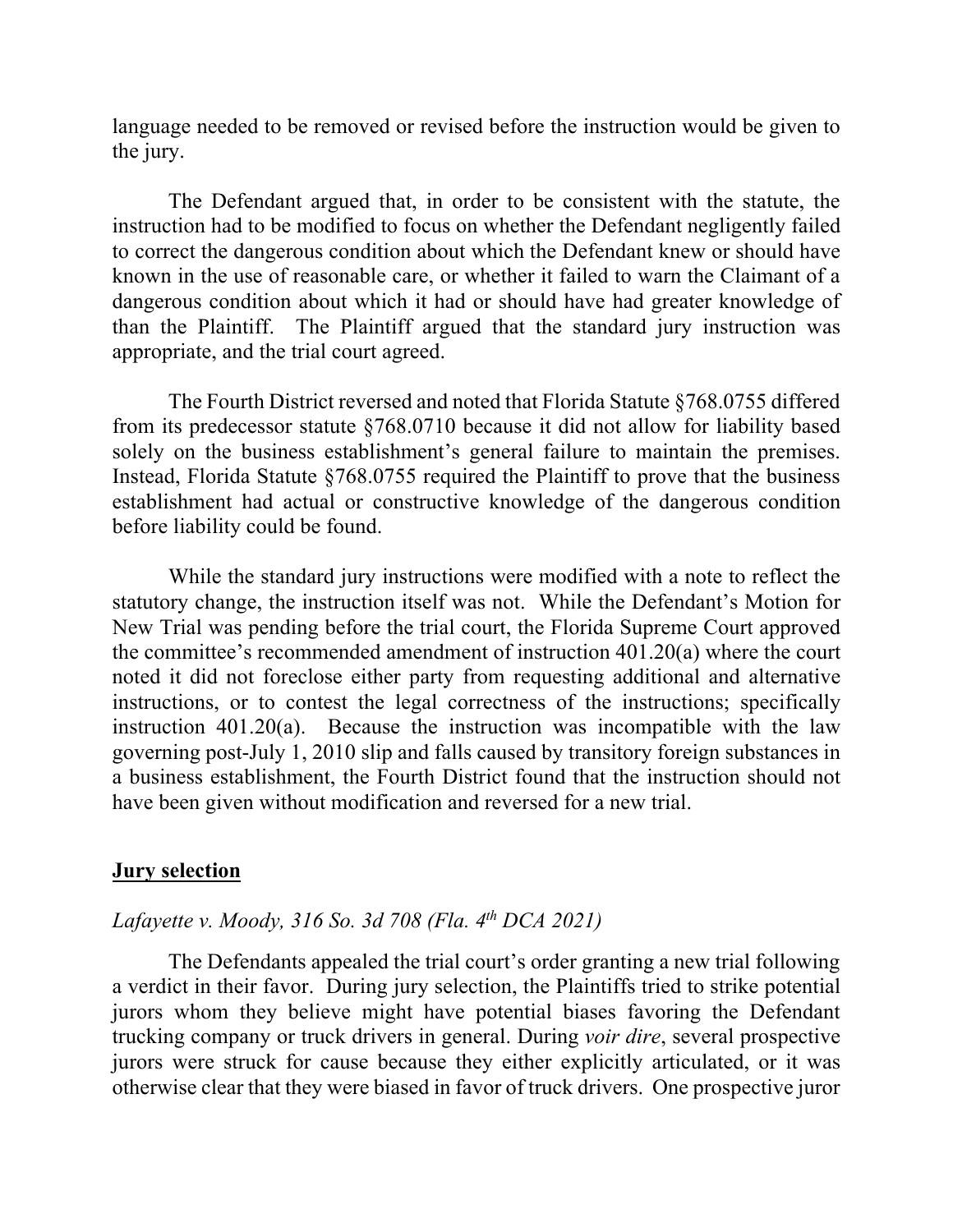language needed to be removed or revised before the instruction would be given to the jury.

The Defendant argued that, in order to be consistent with the statute, the instruction had to be modified to focus on whether the Defendant negligently failed to correct the dangerous condition about which the Defendant knew or should have known in the use of reasonable care, or whether it failed to warn the Claimant of a dangerous condition about which it had or should have had greater knowledge of than the Plaintiff. The Plaintiff argued that the standard jury instruction was appropriate, and the trial court agreed.

The Fourth District reversed and noted that Florida Statute §768.0755 differed from its predecessor statute §768.0710 because it did not allow for liability based solely on the business establishment's general failure to maintain the premises. Instead, Florida Statute §768.0755 required the Plaintiff to prove that the business establishment had actual or constructive knowledge of the dangerous condition before liability could be found.

While the standard jury instructions were modified with a note to reflect the statutory change, the instruction itself was not. While the Defendant's Motion for New Trial was pending before the trial court, the Florida Supreme Court approved the committee's recommended amendment of instruction 401.20(a) where the court noted it did not foreclose either party from requesting additional and alternative instructions, or to contest the legal correctness of the instructions; specifically instruction 401.20(a). Because the instruction was incompatible with the law governing post-July 1, 2010 slip and falls caused by transitory foreign substances in a business establishment, the Fourth District found that the instruction should not have been given without modification and reversed for a new trial.

## **Jury selection**

*Lafayette v. Moody, 316 So. 3d 708 (Fla. 4th DCA 2021)*

The Defendants appealed the trial court's order granting a new trial following a verdict in their favor. During jury selection, the Plaintiffs tried to strike potential jurors whom they believe might have potential biases favoring the Defendant trucking company or truck drivers in general. During *voir dire*, several prospective jurors were struck for cause because they either explicitly articulated, or it was otherwise clear that they were biased in favor of truck drivers. One prospective juror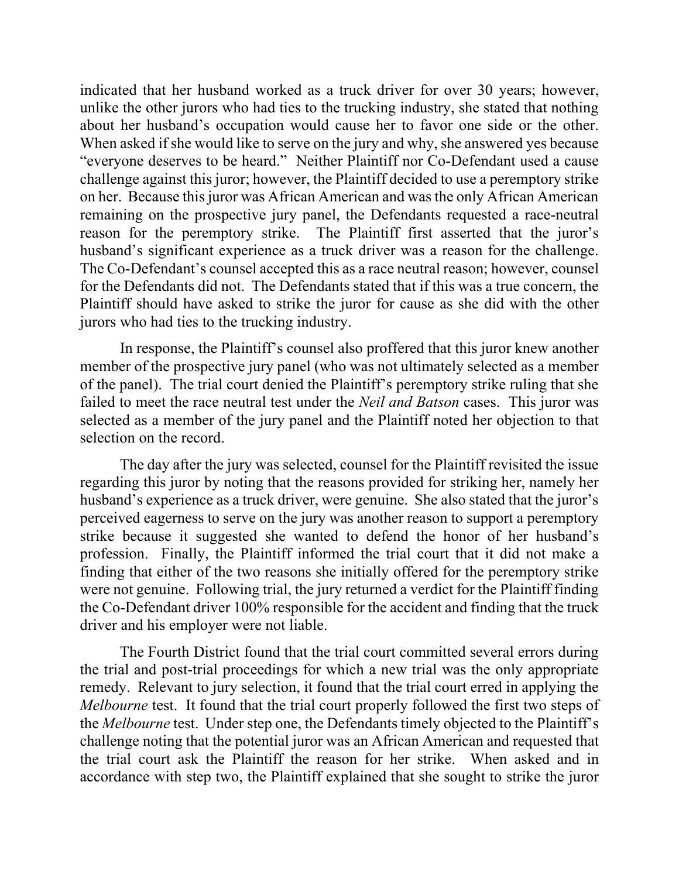indicated that her husband worked as a truck driver for over 30 years; however, unlike the other jurors who had ties to the trucking industry, she stated that nothing about her husband's occupation would cause her to favor one side or the other. When asked if she would like to serve on the jury and why, she answered yes because "everyone deserves to be heard." Neither Plaintiff nor Co-Defendant used a cause challenge against this juror; however, the Plaintiff decided to use a peremptory strike on her. Because this juror was African American and was the only African American remaining on the prospective jury panel, the Defendants requested a race-neutral reason for the peremptory strike. The Plaintiff first asserted that the juror's husband's significant experience as a truck driver was a reason for the challenge. The Co-Defendant's counsel accepted this as a race neutral reason; however, counsel for the Defendants did not. The Defendants stated that if this was a true concern, the Plaintiff should have asked to strike the juror for cause as she did with the other jurors who had ties to the trucking industry.

In response, the Plaintiff's counsel also proffered that this juror knew another member of the prospective jury panel (who was not ultimately selected as a member of the panel). The trial court denied the Plaintiff's peremptory strike ruling that she failed to meet the race neutral test under the *Neil and Batson* cases. This juror was selected as a member of the jury panel and the Plaintiff noted her objection to that selection on the record.

The day after the jury was selected, counsel for the Plaintiff revisited the issue regarding this juror by noting that the reasons provided for striking her, namely her husband's experience as a truck driver, were genuine. She also stated that the juror's perceived eagerness to serve on the jury was another reason to support a peremptory strike because it suggested she wanted to defend the honor of her husband's profession. Finally, the Plaintiff informed the trial court that it did not make a finding that either of the two reasons she initially offered for the peremptory strike were not genuine. Following trial, the jury returned a verdict for the Plaintiff finding the Co-Defendant driver 100% responsible for the accident and finding that the truck driver and his employer were not liable.

The Fourth District found that the trial court committed several errors during the trial and post-trial proceedings for which a new trial was the only appropriate remedy. Relevant to jury selection, it found that the trial court erred in applying the *Melbourne* test. It found that the trial court properly followed the first two steps of the *Melbourne* test. Under step one, the Defendants timely objected to the Plaintiff's challenge noting that the potential juror was an African American and requested that the trial court ask the Plaintiff the reason for her strike. When asked and in accordance with step two, the Plaintiff explained that she sought to strike the juror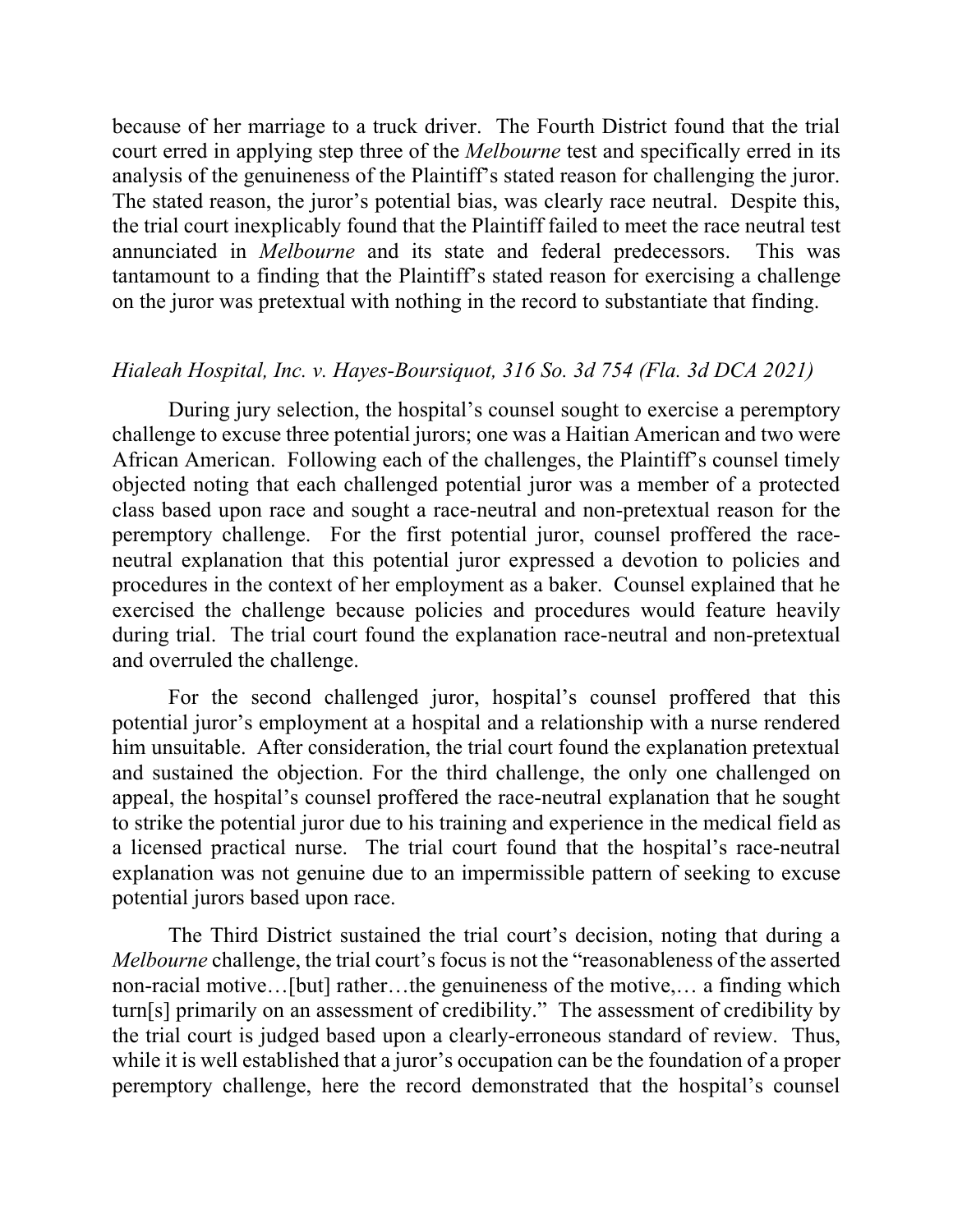because of her marriage to a truck driver. The Fourth District found that the trial court erred in applying step three of the *Melbourne* test and specifically erred in its analysis of the genuineness of the Plaintiff's stated reason for challenging the juror. The stated reason, the juror's potential bias, was clearly race neutral. Despite this, the trial court inexplicably found that the Plaintiff failed to meet the race neutral test annunciated in *Melbourne* and its state and federal predecessors. This was tantamount to a finding that the Plaintiff's stated reason for exercising a challenge on the juror was pretextual with nothing in the record to substantiate that finding.

### *Hialeah Hospital, Inc. v. Hayes-Boursiquot, 316 So. 3d 754 (Fla. 3d DCA 2021)*

During jury selection, the hospital's counsel sought to exercise a peremptory challenge to excuse three potential jurors; one was a Haitian American and two were African American. Following each of the challenges, the Plaintiff's counsel timely objected noting that each challenged potential juror was a member of a protected class based upon race and sought a race-neutral and non-pretextual reason for the peremptory challenge. For the first potential juror, counsel proffered the race-neutral explanation that this potential juror expressed a devotion to policies and procedures in the context of her employment as a baker. Counsel explained that he exercised the challenge because policies and procedures would feature heavily during trial. The trial court found the explanation race-neutral and non-pretextual and overruled the challenge.

For the second challenged juror, hospital's counsel proffered that this potential juror's employment at a hospital and a relationship with a nurse rendered him unsuitable. After consideration, the trial court found the explanation pretextual and sustained the objection. For the third challenge, the only one challenged on appeal, the hospital's counsel proffered the race-neutral explanation that he sought to strike the potential juror due to his training and experience in the medical field as a licensed practical nurse. The trial court found that the hospital's race-neutral explanation was not genuine due to an impermissible pattern of seeking to excuse potential jurors based upon race.

The Third District sustained the trial court's decision, noting that during a *Melbourne* challenge, the trial court's focus is not the "reasonableness of the asserted non-racial motive…[but] rather…the genuineness of the motive,… a finding which turn[s] primarily on an assessment of credibility." The assessment of credibility by the trial court is judged based upon a clearly-erroneous standard of review. Thus, while it is well established that a juror's occupation can be the foundation of a proper peremptory challenge, here the record demonstrated that the hospital's counsel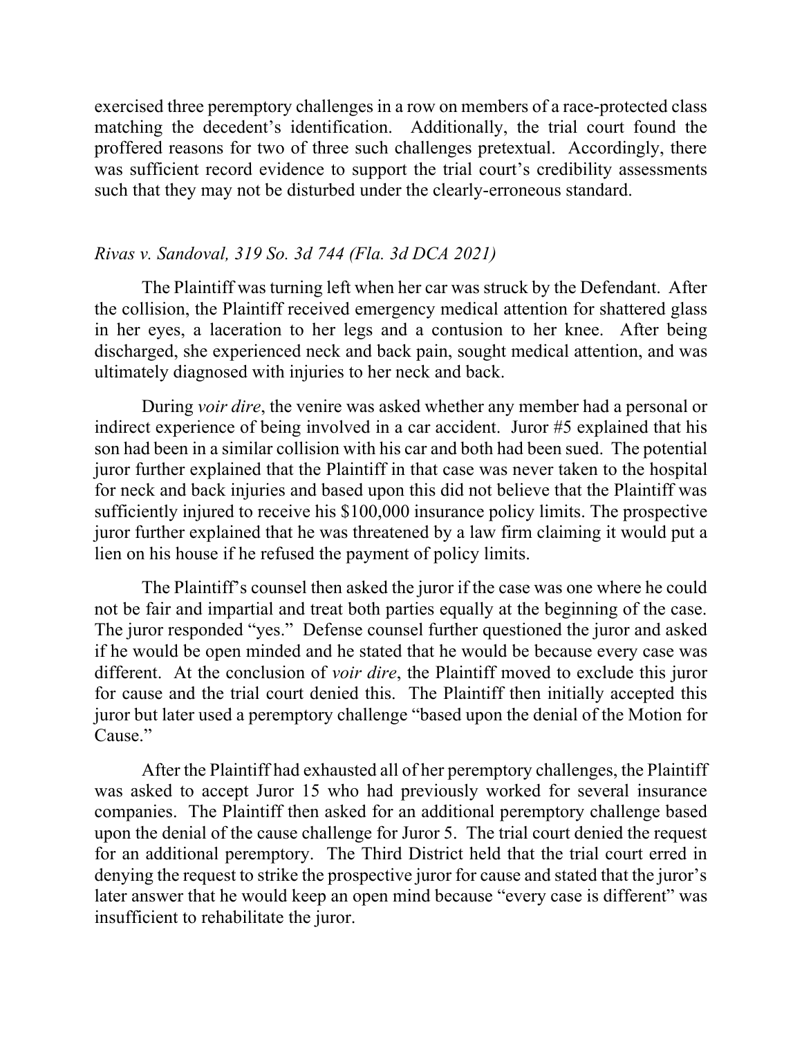exercised three peremptory challenges in a row on members of a race-protected class matching the decedent's identification. Additionally, the trial court found the proffered reasons for two of three such challenges pretextual. Accordingly, there was sufficient record evidence to support the trial court's credibility assessments such that they may not be disturbed under the clearly-erroneous standard.

*Rivas v. Sandoval, 319 So. 3d 744 (Fla. 3d DCA 2021)*

The Plaintiff was turning left when her car was struck by the Defendant. After the collision, the Plaintiff received emergency medical attention for shattered glass in her eyes, a laceration to her legs and a contusion to her knee. After being discharged, she experienced neck and back pain, sought medical attention, and was ultimately diagnosed with injuries to her neck and back.

During *voir dire*, the venire was asked whether any member had a personal or indirect experience of being involved in a car accident. Juror #5 explained that his son had been in a similar collision with his car and both had been sued. The potential juror further explained that the Plaintiff in that case was never taken to the hospital for neck and back injuries and based upon this did not believe that the Plaintiff was sufficiently injured to receive his $100,000 insurance policy limits. The prospective juror further explained that he was threatened by a law firm claiming it would put a lien on his house if he refused the payment of policy limits.

The Plaintiff's counsel then asked the juror if the case was one where he could not be fair and impartial and treat both parties equally at the beginning of the case. The juror responded "yes." Defense counsel further questioned the juror and asked if he would be open minded and he stated that he would be because every case was different. At the conclusion of *voir dire*, the Plaintiff moved to exclude this juror for cause and the trial court denied this. The Plaintiff then initially accepted this juror but later used a peremptory challenge "based upon the denial of the Motion for Cause."

After the Plaintiff had exhausted all of her peremptory challenges, the Plaintiff was asked to accept Juror 15 who had previously worked for several insurance companies. The Plaintiff then asked for an additional peremptory challenge based upon the denial of the cause challenge for Juror 5. The trial court denied the request for an additional peremptory. The Third District held that the trial court erred in denying the request to strike the prospective juror for cause and stated that the juror's later answer that he would keep an open mind because "every case is different" was insufficient to rehabilitate the juror.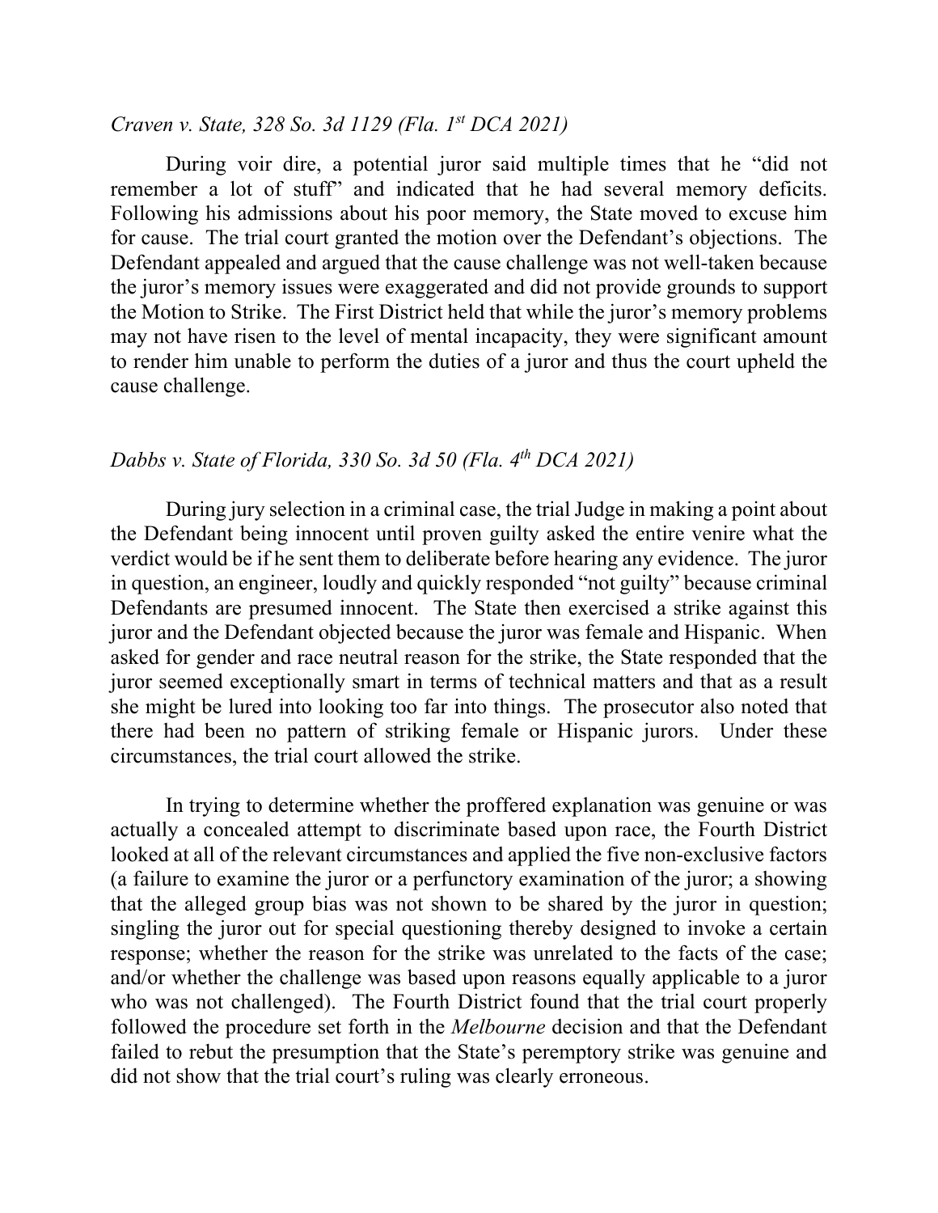*Craven v. State, 328 So. 3d 1129 (Fla. 1st DCA 2021)*

During voir dire, a potential juror said multiple times that he "did not remember a lot of stuff" and indicated that he had several memory deficits. Following his admissions about his poor memory, the State moved to excuse him for cause. The trial court granted the motion over the Defendant's objections. The Defendant appealed and argued that the cause challenge was not well-taken because the juror's memory issues were exaggerated and did not provide grounds to support the Motion to Strike. The First District held that while the juror's memory problems may not have risen to the level of mental incapacity, they were significant amount to render him unable to perform the duties of a juror and thus the court upheld the cause challenge.

*Dabbs v. State of Florida, 330 So. 3d 50 (Fla. 4th DCA 2021)*

During jury selection in a criminal case, the trial Judge in making a point about the Defendant being innocent until proven guilty asked the entire venire what the verdict would be if he sent them to deliberate before hearing any evidence. The juror in question, an engineer, loudly and quickly responded "not guilty" because criminal Defendants are presumed innocent. The State then exercised a strike against this juror and the Defendant objected because the juror was female and Hispanic. When asked for gender and race neutral reason for the strike, the State responded that the juror seemed exceptionally smart in terms of technical matters and that as a result she might be lured into looking too far into things. The prosecutor also noted that there had been no pattern of striking female or Hispanic jurors. Under these circumstances, the trial court allowed the strike.

In trying to determine whether the proffered explanation was genuine or was actually a concealed attempt to discriminate based upon race, the Fourth District looked at all of the relevant circumstances and applied the five non-exclusive factors (a failure to examine the juror or a perfunctory examination of the juror; a showing that the alleged group bias was not shown to be shared by the juror in question; singling the juror out for special questioning thereby designed to invoke a certain response; whether the reason for the strike was unrelated to the facts of the case; and/or whether the challenge was based upon reasons equally applicable to a juror who was not challenged). The Fourth District found that the trial court properly followed the procedure set forth in the *Melbourne* decision and that the Defendant failed to rebut the presumption that the State's peremptory strike was genuine and did not show that the trial court's ruling was clearly erroneous.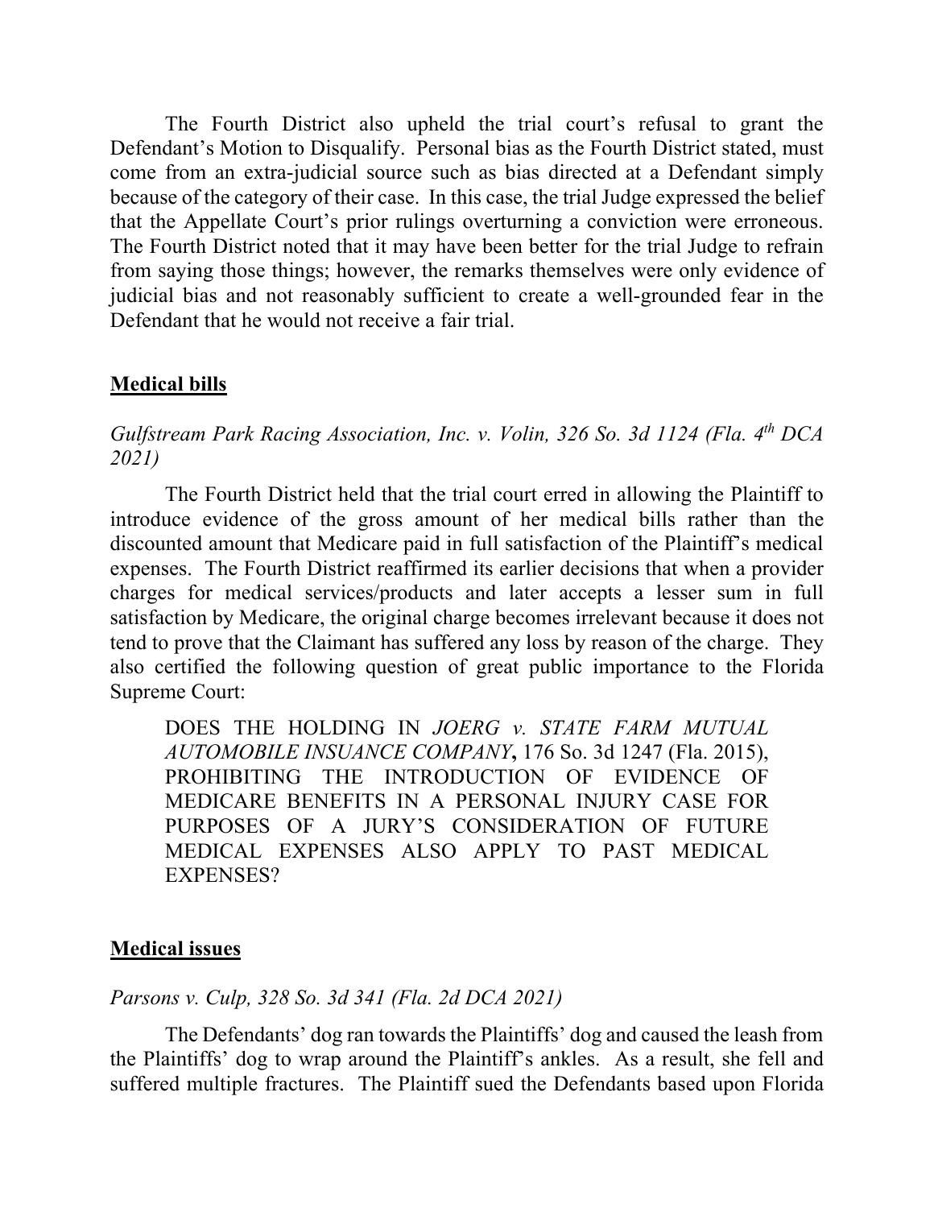The Fourth District also upheld the trial court's refusal to grant the Defendant's Motion to Disqualify. Personal bias as the Fourth District stated, must come from an extra-judicial source such as bias directed at a Defendant simply because of the category of their case. In this case, the trial Judge expressed the belief that the Appellate Court's prior rulings overturning a conviction were erroneous. The Fourth District noted that it may have been better for the trial Judge to refrain from saying those things; however, the remarks themselves were only evidence of judicial bias and not reasonably sufficient to create a well-grounded fear in the Defendant that he would not receive a fair trial.

**Medical bills**

*Gulfstream Park Racing Association, Inc. v. Volin, 326 So. 3d 1124 (Fla. 4th DCA 2021)*

The Fourth District held that the trial court erred in allowing the Plaintiff to introduce evidence of the gross amount of her medical bills rather than the discounted amount that Medicare paid in full satisfaction of the Plaintiff's medical expenses. The Fourth District reaffirmed its earlier decisions that when a provider charges for medical services/products and later accepts a lesser sum in full satisfaction by Medicare, the original charge becomes irrelevant because it does not tend to prove that the Claimant has suffered any loss by reason of the charge. They also certified the following question of great public importance to the Florida Supreme Court:

> DOES THE HOLDING IN *JOERG v. STATE FARM MUTUAL AUTOMOBILE INSUANCE COMPANY*, 176 So. 3d 1247 (Fla. 2015), PROHIBITING THE INTRODUCTION OF EVIDENCE OF MEDICARE BENEFITS IN A PERSONAL INJURY CASE FOR PURPOSES OF A JURY'S CONSIDERATION OF FUTURE MEDICAL EXPENSES ALSO APPLY TO PAST MEDICAL EXPENSES?

**Medical issues**

*Parsons v. Culp, 328 So. 3d 341 (Fla. 2d DCA 2021)*

The Defendants' dog ran towards the Plaintiffs' dog and caused the leash from the Plaintiffs' dog to wrap around the Plaintiff's ankles. As a result, she fell and suffered multiple fractures. The Plaintiff sued the Defendants based upon Florida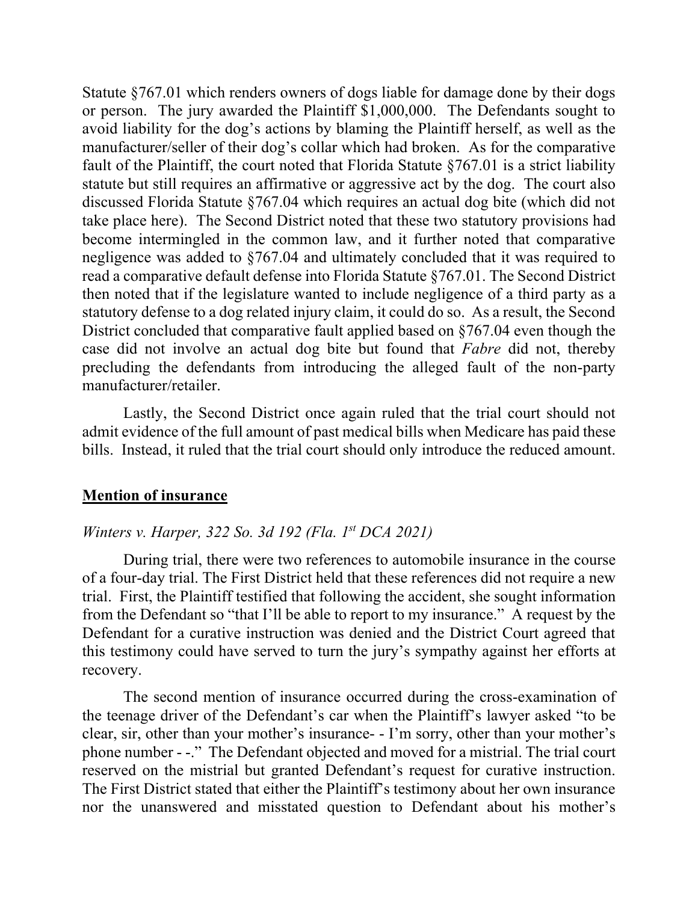Statute §767.01 which renders owners of dogs liable for damage done by their dogs or person. The jury awarded the Plaintiff $1,000,000. The Defendants sought to avoid liability for the dog's actions by blaming the Plaintiff herself, as well as the manufacturer/seller of their dog's collar which had broken. As for the comparative fault of the Plaintiff, the court noted that Florida Statute §767.01 is a strict liability statute but still requires an affirmative or aggressive act by the dog. The court also discussed Florida Statute §767.04 which requires an actual dog bite (which did not take place here). The Second District noted that these two statutory provisions had become intermingled in the common law, and it further noted that comparative negligence was added to §767.04 and ultimately concluded that it was required to read a comparative default defense into Florida Statute §767.01. The Second District then noted that if the legislature wanted to include negligence of a third party as a statutory defense to a dog related injury claim, it could do so. As a result, the Second District concluded that comparative fault applied based on §767.04 even though the case did not involve an actual dog bite but found that *Fabre* did not, thereby precluding the defendants from introducing the alleged fault of the non-party manufacturer/retailer.

Lastly, the Second District once again ruled that the trial court should not admit evidence of the full amount of past medical bills when Medicare has paid these bills. Instead, it ruled that the trial court should only introduce the reduced amount.

## **Mention of insurance**

*Winters v. Harper, 322 So. 3d 192 (Fla. 1st DCA 2021)*

During trial, there were two references to automobile insurance in the course of a four-day trial. The First District held that these references did not require a new trial. First, the Plaintiff testified that following the accident, she sought information from the Defendant so "that I'll be able to report to my insurance." A request by the Defendant for a curative instruction was denied and the District Court agreed that this testimony could have served to turn the jury's sympathy against her efforts at recovery.

The second mention of insurance occurred during the cross-examination of the teenage driver of the Defendant's car when the Plaintiff's lawyer asked "to be clear, sir, other than your mother's insurance- - I'm sorry, other than your mother's phone number - -." The Defendant objected and moved for a mistrial. The trial court reserved on the mistrial but granted Defendant's request for curative instruction. The First District stated that either the Plaintiff's testimony about her own insurance nor the unanswered and misstated question to Defendant about his mother's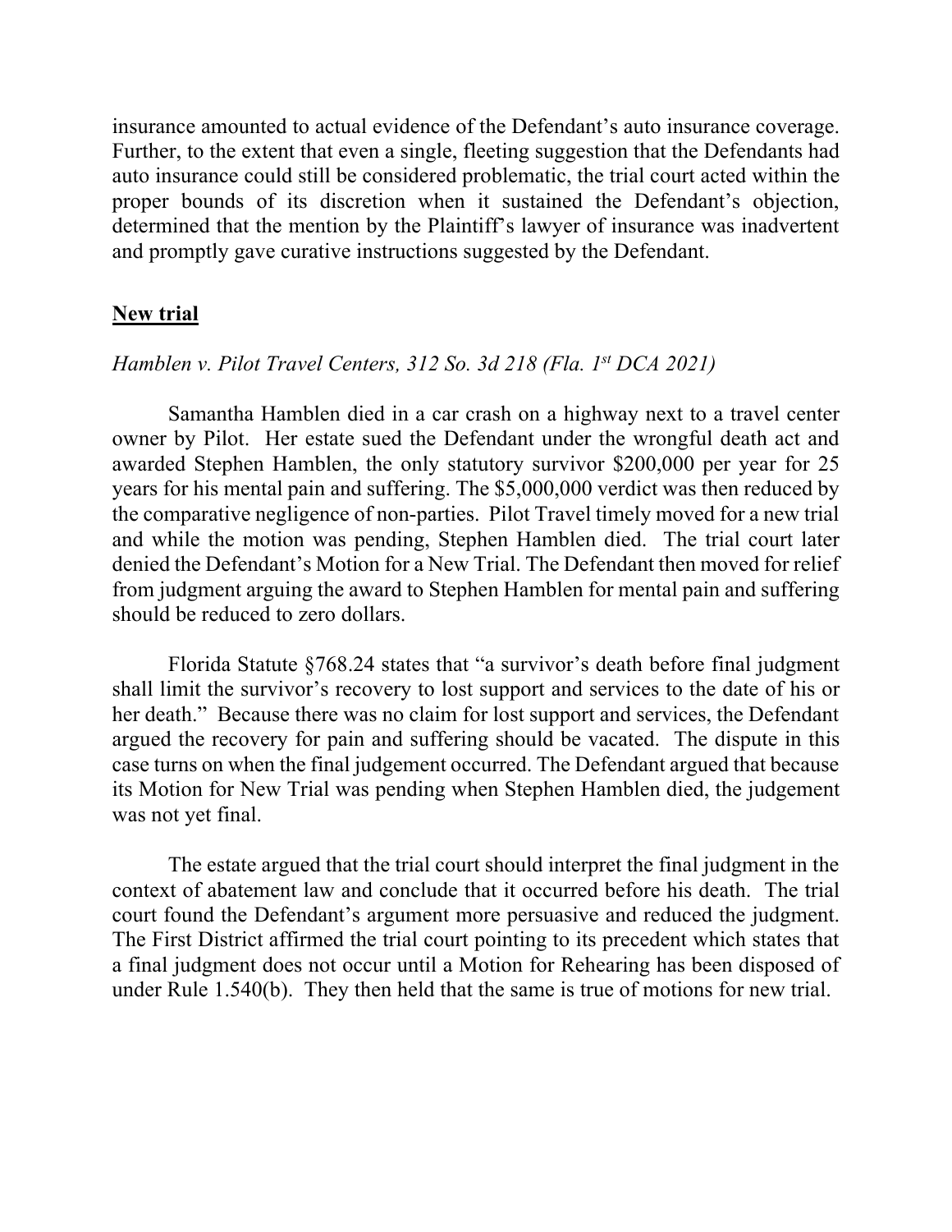insurance amounted to actual evidence of the Defendant's auto insurance coverage. Further, to the extent that even a single, fleeting suggestion that the Defendants had auto insurance could still be considered problematic, the trial court acted within the proper bounds of its discretion when it sustained the Defendant's objection, determined that the mention by the Plaintiff's lawyer of insurance was inadvertent and promptly gave curative instructions suggested by the Defendant.

**New trial**

*Hamblen v. Pilot Travel Centers, 312 So. 3d 218 (Fla. 1st DCA 2021)*

Samantha Hamblen died in a car crash on a highway next to a travel center owner by Pilot. Her estate sued the Defendant under the wrongful death act and awarded Stephen Hamblen, the only statutory survivor $200,000 per year for 25 years for his mental pain and suffering. The $5,000,000 verdict was then reduced by the comparative negligence of non-parties. Pilot Travel timely moved for a new trial and while the motion was pending, Stephen Hamblen died. The trial court later denied the Defendant's Motion for a New Trial. The Defendant then moved for relief from judgment arguing the award to Stephen Hamblen for mental pain and suffering should be reduced to zero dollars.

Florida Statute §768.24 states that "a survivor's death before final judgment shall limit the survivor's recovery to lost support and services to the date of his or her death." Because there was no claim for lost support and services, the Defendant argued the recovery for pain and suffering should be vacated. The dispute in this case turns on when the final judgement occurred. The Defendant argued that because its Motion for New Trial was pending when Stephen Hamblen died, the judgement was not yet final.

The estate argued that the trial court should interpret the final judgment in the context of abatement law and conclude that it occurred before his death. The trial court found the Defendant's argument more persuasive and reduced the judgment. The First District affirmed the trial court pointing to its precedent which states that a final judgment does not occur until a Motion for Rehearing has been disposed of under Rule 1.540(b). They then held that the same is true of motions for new trial.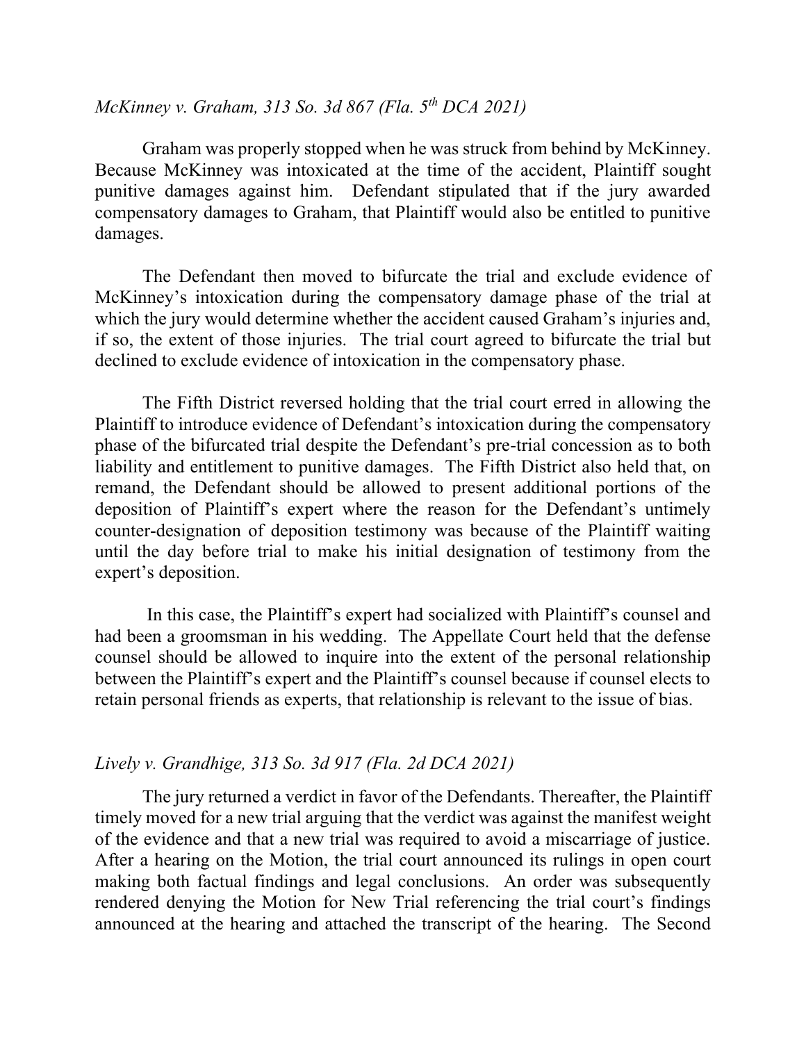*McKinney v. Graham, 313 So. 3d 867 (Fla. 5th DCA 2021)*

Graham was properly stopped when he was struck from behind by McKinney. Because McKinney was intoxicated at the time of the accident, Plaintiff sought punitive damages against him. Defendant stipulated that if the jury awarded compensatory damages to Graham, that Plaintiff would also be entitled to punitive damages.

The Defendant then moved to bifurcate the trial and exclude evidence of McKinney's intoxication during the compensatory damage phase of the trial at which the jury would determine whether the accident caused Graham's injuries and, if so, the extent of those injuries. The trial court agreed to bifurcate the trial but declined to exclude evidence of intoxication in the compensatory phase.

The Fifth District reversed holding that the trial court erred in allowing the Plaintiff to introduce evidence of Defendant's intoxication during the compensatory phase of the bifurcated trial despite the Defendant's pre-trial concession as to both liability and entitlement to punitive damages. The Fifth District also held that, on remand, the Defendant should be allowed to present additional portions of the deposition of Plaintiff's expert where the reason for the Defendant's untimely counter-designation of deposition testimony was because of the Plaintiff waiting until the day before trial to make his initial designation of testimony from the expert's deposition.

In this case, the Plaintiff's expert had socialized with Plaintiff's counsel and had been a groomsman in his wedding. The Appellate Court held that the defense counsel should be allowed to inquire into the extent of the personal relationship between the Plaintiff's expert and the Plaintiff's counsel because if counsel elects to retain personal friends as experts, that relationship is relevant to the issue of bias.

*Lively v. Grandhige, 313 So. 3d 917 (Fla. 2d DCA 2021)*

The jury returned a verdict in favor of the Defendants. Thereafter, the Plaintiff timely moved for a new trial arguing that the verdict was against the manifest weight of the evidence and that a new trial was required to avoid a miscarriage of justice. After a hearing on the Motion, the trial court announced its rulings in open court making both factual findings and legal conclusions. An order was subsequently rendered denying the Motion for New Trial referencing the trial court's findings announced at the hearing and attached the transcript of the hearing. The Second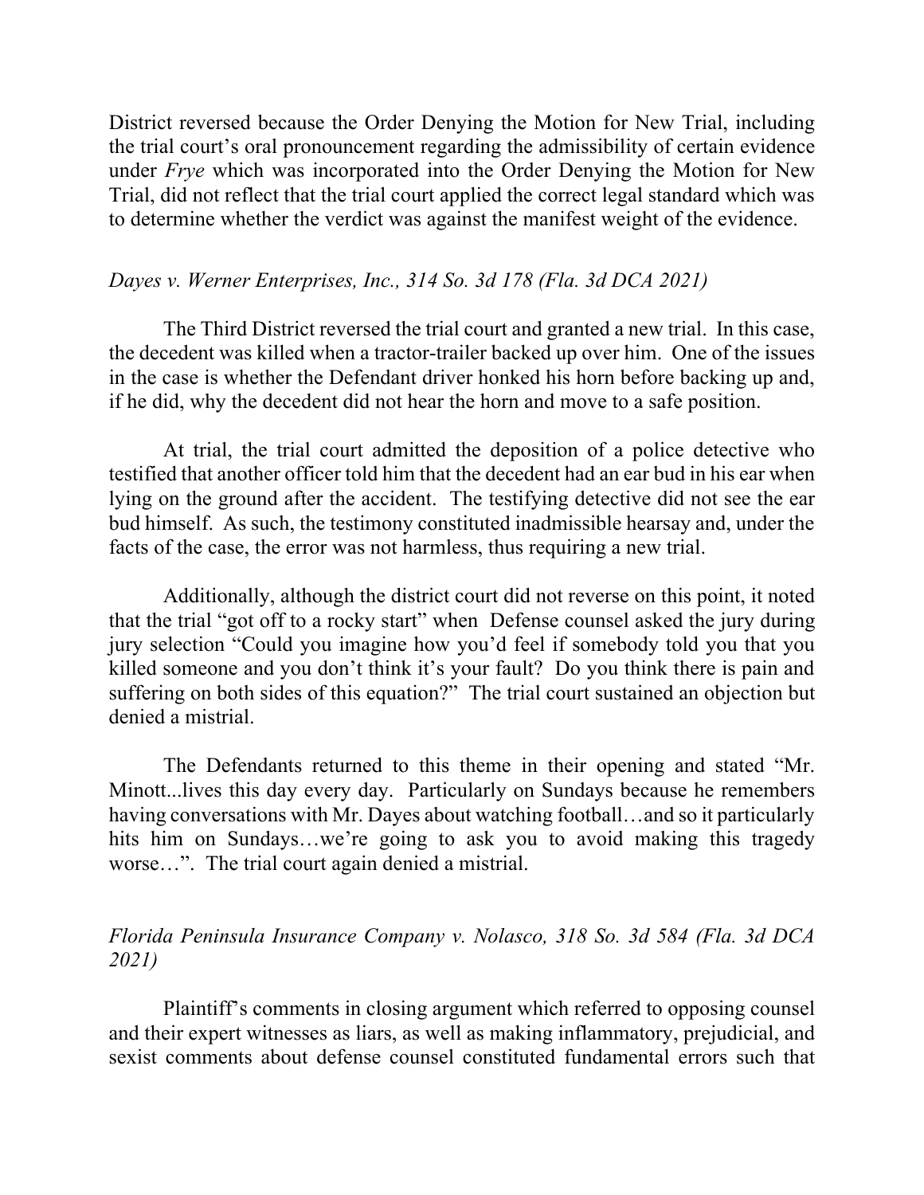District reversed because the Order Denying the Motion for New Trial, including the trial court's oral pronouncement regarding the admissibility of certain evidence under *Frye* which was incorporated into the Order Denying the Motion for New Trial, did not reflect that the trial court applied the correct legal standard which was to determine whether the verdict was against the manifest weight of the evidence.

*Dayes v. Werner Enterprises, Inc., 314 So. 3d 178 (Fla. 3d DCA 2021)*

The Third District reversed the trial court and granted a new trial. In this case, the decedent was killed when a tractor-trailer backed up over him. One of the issues in the case is whether the Defendant driver honked his horn before backing up and, if he did, why the decedent did not hear the horn and move to a safe position.

At trial, the trial court admitted the deposition of a police detective who testified that another officer told him that the decedent had an ear bud in his ear when lying on the ground after the accident. The testifying detective did not see the ear bud himself. As such, the testimony constituted inadmissible hearsay and, under the facts of the case, the error was not harmless, thus requiring a new trial.

Additionally, although the district court did not reverse on this point, it noted that the trial "got off to a rocky start" when Defense counsel asked the jury during jury selection "Could you imagine how you'd feel if somebody told you that you killed someone and you don't think it's your fault? Do you think there is pain and suffering on both sides of this equation?" The trial court sustained an objection but denied a mistrial.

The Defendants returned to this theme in their opening and stated "Mr. Minott...lives this day every day. Particularly on Sundays because he remembers having conversations with Mr. Dayes about watching football…and so it particularly hits him on Sundays…we're going to ask you to avoid making this tragedy worse…". The trial court again denied a mistrial.

*Florida Peninsula Insurance Company v. Nolasco, 318 So. 3d 584 (Fla. 3d DCA 2021)*

Plaintiff's comments in closing argument which referred to opposing counsel and their expert witnesses as liars, as well as making inflammatory, prejudicial, and sexist comments about defense counsel constituted fundamental errors such that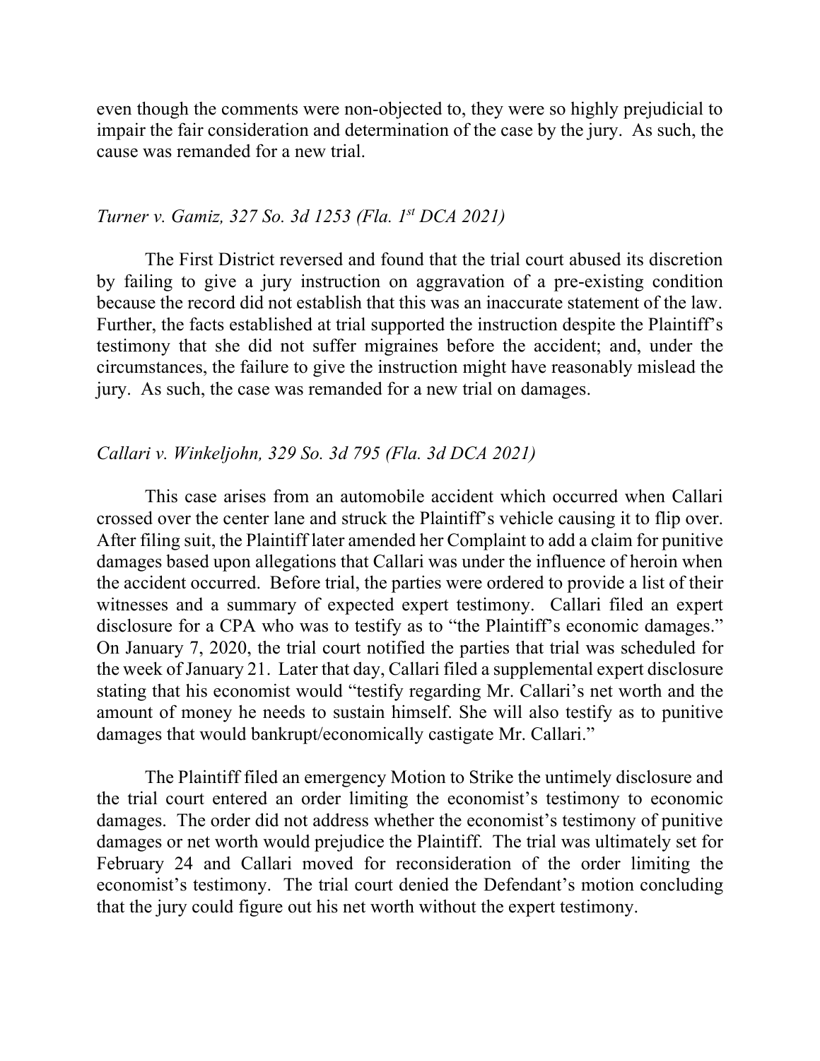even though the comments were non-objected to, they were so highly prejudicial to impair the fair consideration and determination of the case by the jury. As such, the cause was remanded for a new trial.

*Turner v. Gamiz, 327 So. 3d 1253 (Fla. 1st DCA 2021)*

The First District reversed and found that the trial court abused its discretion by failing to give a jury instruction on aggravation of a pre-existing condition because the record did not establish that this was an inaccurate statement of the law. Further, the facts established at trial supported the instruction despite the Plaintiff's testimony that she did not suffer migraines before the accident; and, under the circumstances, the failure to give the instruction might have reasonably mislead the jury. As such, the case was remanded for a new trial on damages.

*Callari v. Winkeljohn, 329 So. 3d 795 (Fla. 3d DCA 2021)*

This case arises from an automobile accident which occurred when Callari crossed over the center lane and struck the Plaintiff's vehicle causing it to flip over. After filing suit, the Plaintiff later amended her Complaint to add a claim for punitive damages based upon allegations that Callari was under the influence of heroin when the accident occurred. Before trial, the parties were ordered to provide a list of their witnesses and a summary of expected expert testimony. Callari filed an expert disclosure for a CPA who was to testify as to "the Plaintiff's economic damages." On January 7, 2020, the trial court notified the parties that trial was scheduled for the week of January 21. Later that day, Callari filed a supplemental expert disclosure stating that his economist would "testify regarding Mr. Callari's net worth and the amount of money he needs to sustain himself. She will also testify as to punitive damages that would bankrupt/economically castigate Mr. Callari."

The Plaintiff filed an emergency Motion to Strike the untimely disclosure and the trial court entered an order limiting the economist's testimony to economic damages. The order did not address whether the economist's testimony of punitive damages or net worth would prejudice the Plaintiff. The trial was ultimately set for February 24 and Callari moved for reconsideration of the order limiting the economist's testimony. The trial court denied the Defendant's motion concluding that the jury could figure out his net worth without the expert testimony.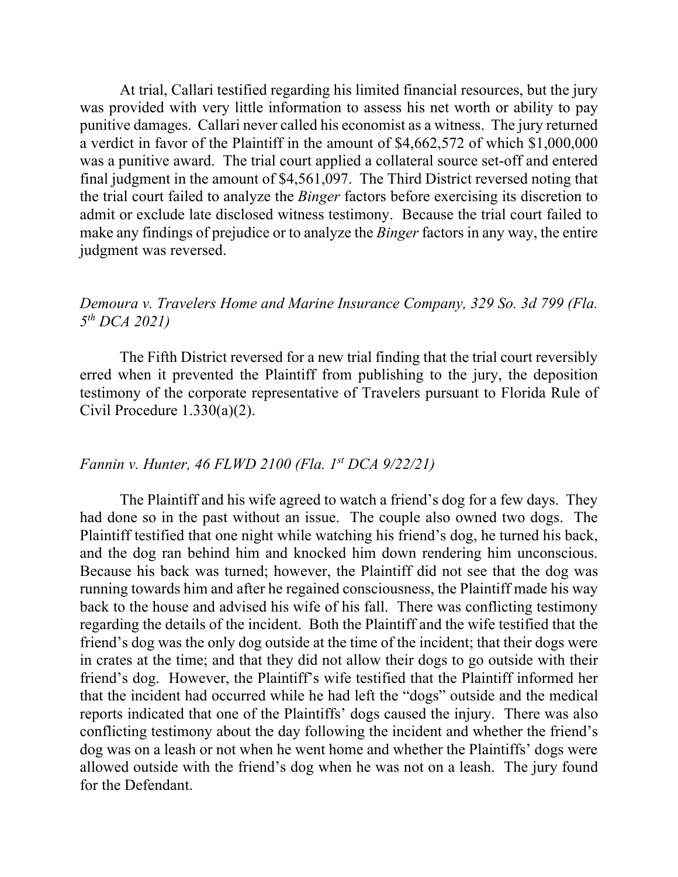At trial, Callari testified regarding his limited financial resources, but the jury was provided with very little information to assess his net worth or ability to pay punitive damages. Callari never called his economist as a witness. The jury returned a verdict in favor of the Plaintiff in the amount of $4,662,572 of which $1,000,000 was a punitive award. The trial court applied a collateral source set-off and entered final judgment in the amount of $4,561,097. The Third District reversed noting that the trial court failed to analyze the *Binger* factors before exercising its discretion to admit or exclude late disclosed witness testimony. Because the trial court failed to make any findings of prejudice or to analyze the *Binger* factors in any way, the entire judgment was reversed.

*Demoura v. Travelers Home and Marine Insurance Company, 329 So. 3d 799 (Fla. 5th DCA 2021)*

The Fifth District reversed for a new trial finding that the trial court reversibly erred when it prevented the Plaintiff from publishing to the jury, the deposition testimony of the corporate representative of Travelers pursuant to Florida Rule of Civil Procedure 1.330(a)(2).

*Fannin v. Hunter, 46 FLWD 2100 (Fla. 1st DCA 9/22/21)*

The Plaintiff and his wife agreed to watch a friend's dog for a few days. They had done so in the past without an issue. The couple also owned two dogs. The Plaintiff testified that one night while watching his friend's dog, he turned his back, and the dog ran behind him and knocked him down rendering him unconscious. Because his back was turned; however, the Plaintiff did not see that the dog was running towards him and after he regained consciousness, the Plaintiff made his way back to the house and advised his wife of his fall. There was conflicting testimony regarding the details of the incident. Both the Plaintiff and the wife testified that the friend's dog was the only dog outside at the time of the incident; that their dogs were in crates at the time; and that they did not allow their dogs to go outside with their friend's dog. However, the Plaintiff's wife testified that the Plaintiff informed her that the incident had occurred while he had left the "dogs" outside and the medical reports indicated that one of the Plaintiffs' dogs caused the injury. There was also conflicting testimony about the day following the incident and whether the friend's dog was on a leash or not when he went home and whether the Plaintiffs' dogs were allowed outside with the friend's dog when he was not on a leash. The jury found for the Defendant.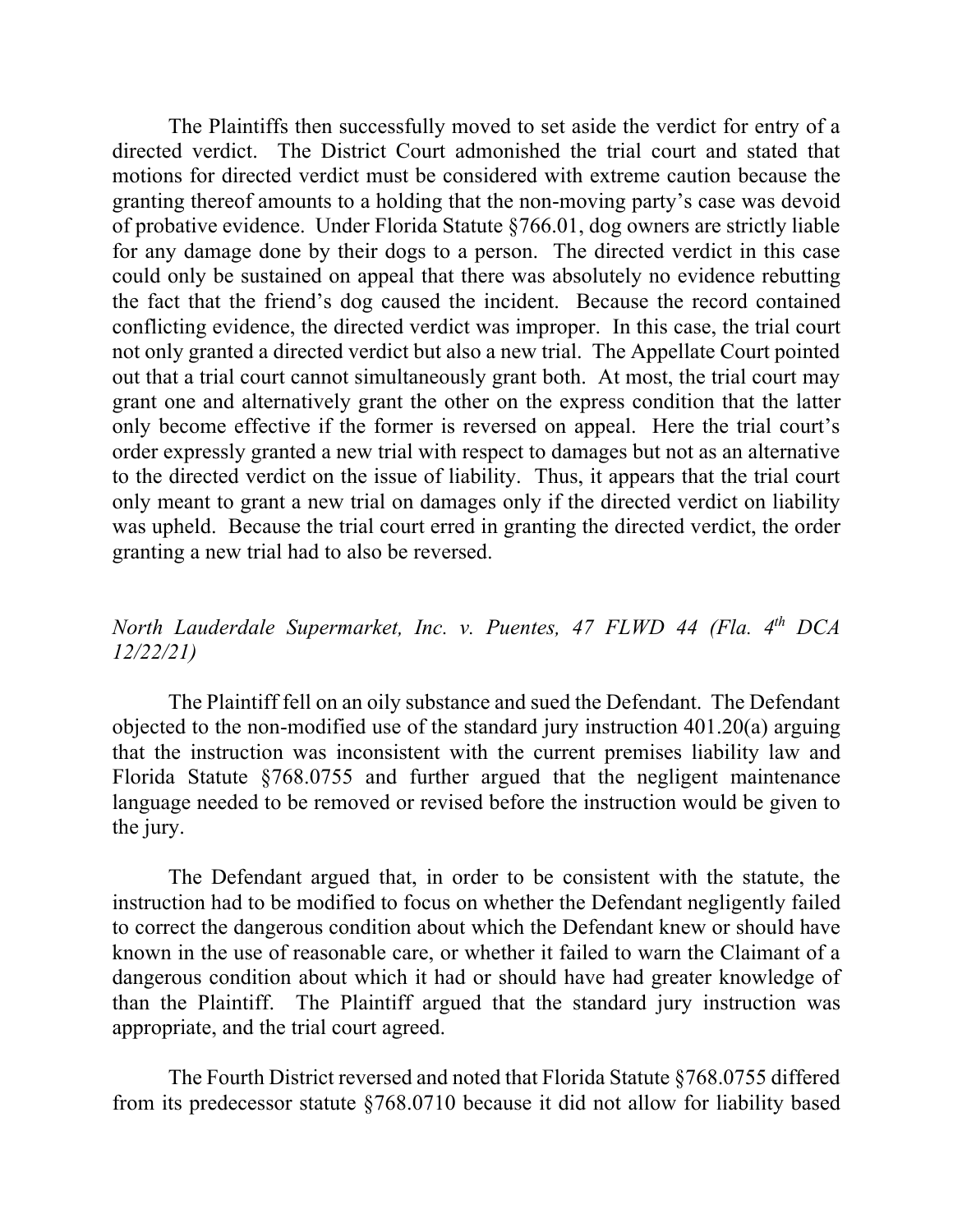The Plaintiffs then successfully moved to set aside the verdict for entry of a directed verdict. The District Court admonished the trial court and stated that motions for directed verdict must be considered with extreme caution because the granting thereof amounts to a holding that the non-moving party's case was devoid of probative evidence. Under Florida Statute §766.01, dog owners are strictly liable for any damage done by their dogs to a person. The directed verdict in this case could only be sustained on appeal that there was absolutely no evidence rebutting the fact that the friend's dog caused the incident. Because the record contained conflicting evidence, the directed verdict was improper. In this case, the trial court not only granted a directed verdict but also a new trial. The Appellate Court pointed out that a trial court cannot simultaneously grant both. At most, the trial court may grant one and alternatively grant the other on the express condition that the latter only become effective if the former is reversed on appeal. Here the trial court's order expressly granted a new trial with respect to damages but not as an alternative to the directed verdict on the issue of liability. Thus, it appears that the trial court only meant to grant a new trial on damages only if the directed verdict on liability was upheld. Because the trial court erred in granting the directed verdict, the order granting a new trial had to also be reversed.

*North Lauderdale Supermarket, Inc. v. Puentes, 47 FLWD 44 (Fla. 4th DCA 12/22/21)*

The Plaintiff fell on an oily substance and sued the Defendant. The Defendant objected to the non-modified use of the standard jury instruction 401.20(a) arguing that the instruction was inconsistent with the current premises liability law and Florida Statute §768.0755 and further argued that the negligent maintenance language needed to be removed or revised before the instruction would be given to the jury.

The Defendant argued that, in order to be consistent with the statute, the instruction had to be modified to focus on whether the Defendant negligently failed to correct the dangerous condition about which the Defendant knew or should have known in the use of reasonable care, or whether it failed to warn the Claimant of a dangerous condition about which it had or should have had greater knowledge of than the Plaintiff. The Plaintiff argued that the standard jury instruction was appropriate, and the trial court agreed.

The Fourth District reversed and noted that Florida Statute §768.0755 differed from its predecessor statute §768.0710 because it did not allow for liability based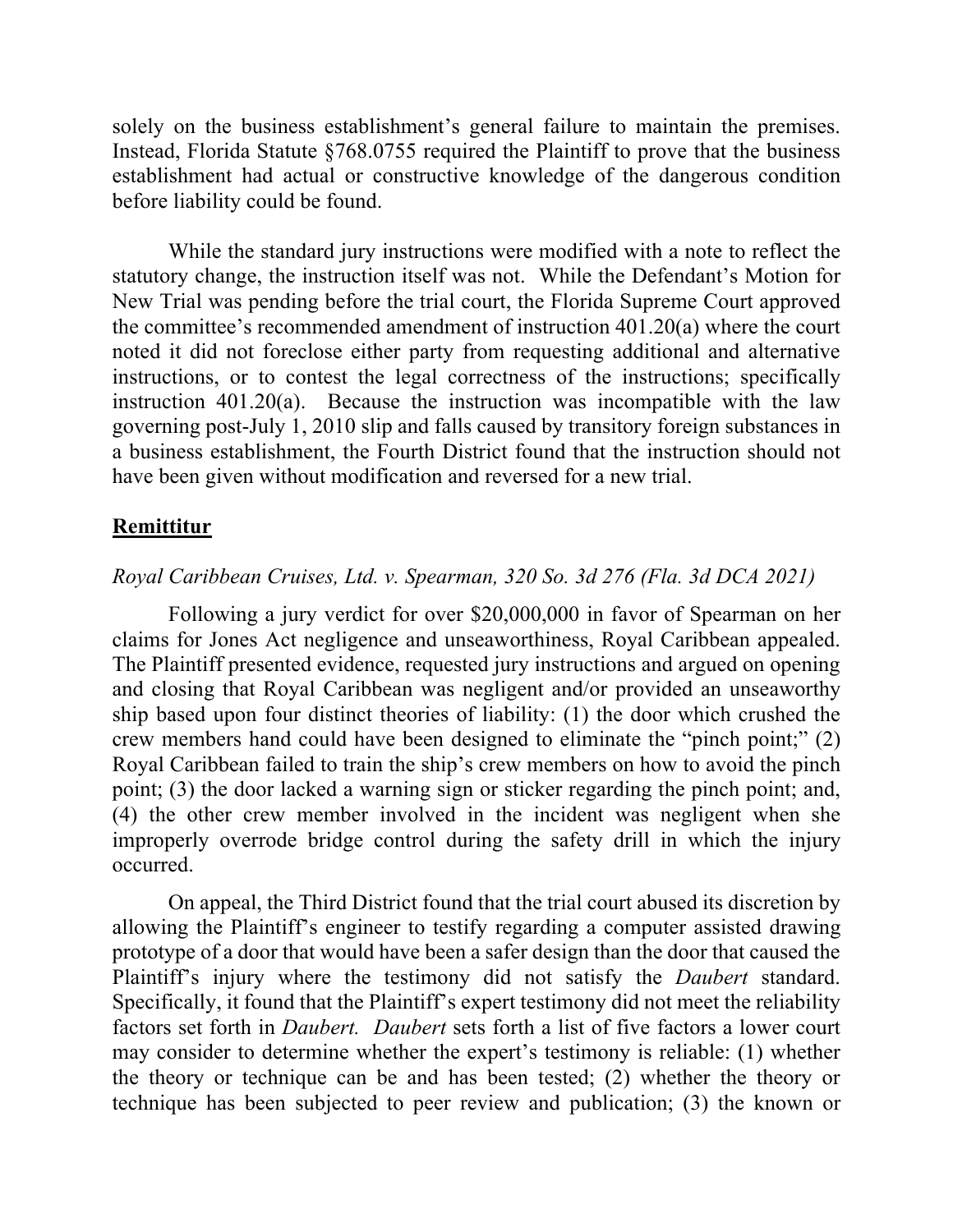solely on the business establishment's general failure to maintain the premises. Instead, Florida Statute §768.0755 required the Plaintiff to prove that the business establishment had actual or constructive knowledge of the dangerous condition before liability could be found.

While the standard jury instructions were modified with a note to reflect the statutory change, the instruction itself was not. While the Defendant's Motion for New Trial was pending before the trial court, the Florida Supreme Court approved the committee's recommended amendment of instruction 401.20(a) where the court noted it did not foreclose either party from requesting additional and alternative instructions, or to contest the legal correctness of the instructions; specifically instruction 401.20(a). Because the instruction was incompatible with the law governing post-July 1, 2010 slip and falls caused by transitory foreign substances in a business establishment, the Fourth District found that the instruction should not have been given without modification and reversed for a new trial.

**Remittitur**

*Royal Caribbean Cruises, Ltd. v. Spearman, 320 So. 3d 276 (Fla. 3d DCA 2021)*

Following a jury verdict for over $20,000,000 in favor of Spearman on her claims for Jones Act negligence and unseaworthiness, Royal Caribbean appealed. The Plaintiff presented evidence, requested jury instructions and argued on opening and closing that Royal Caribbean was negligent and/or provided an unseaworthy ship based upon four distinct theories of liability: (1) the door which crushed the crew members hand could have been designed to eliminate the "pinch point;" (2) Royal Caribbean failed to train the ship's crew members on how to avoid the pinch point; (3) the door lacked a warning sign or sticker regarding the pinch point; and, (4) the other crew member involved in the incident was negligent when she improperly overrode bridge control during the safety drill in which the injury occurred.

On appeal, the Third District found that the trial court abused its discretion by allowing the Plaintiff's engineer to testify regarding a computer assisted drawing prototype of a door that would have been a safer design than the door that caused the Plaintiff's injury where the testimony did not satisfy the *Daubert* standard. Specifically, it found that the Plaintiff's expert testimony did not meet the reliability factors set forth in *Daubert. Daubert* sets forth a list of five factors a lower court may consider to determine whether the expert's testimony is reliable: (1) whether the theory or technique can be and has been tested; (2) whether the theory or technique has been subjected to peer review and publication; (3) the known or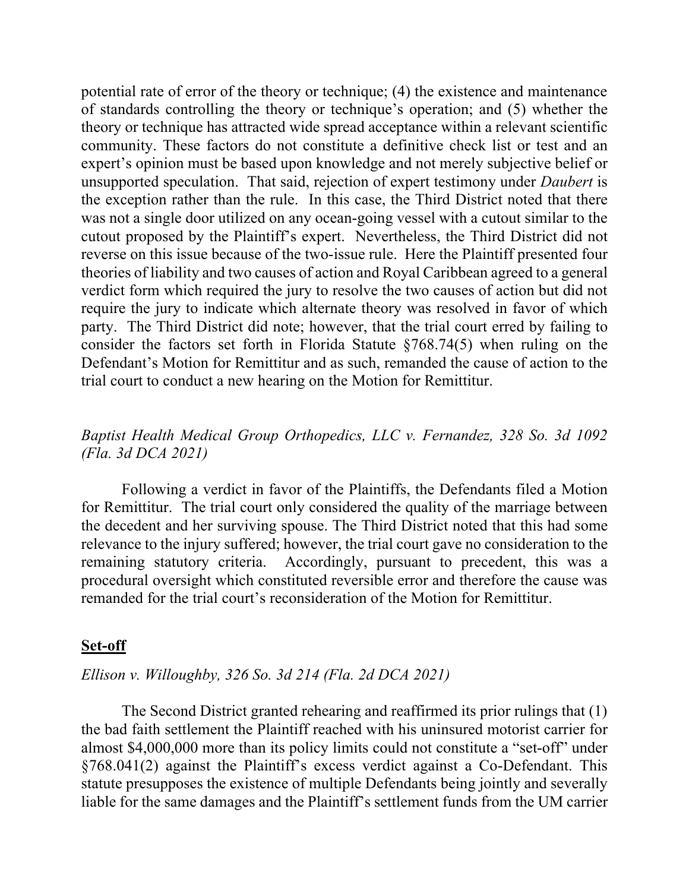potential rate of error of the theory or technique; (4) the existence and maintenance of standards controlling the theory or technique's operation; and (5) whether the theory or technique has attracted wide spread acceptance within a relevant scientific community. These factors do not constitute a definitive check list or test and an expert's opinion must be based upon knowledge and not merely subjective belief or unsupported speculation. That said, rejection of expert testimony under *Daubert* is the exception rather than the rule. In this case, the Third District noted that there was not a single door utilized on any ocean-going vessel with a cutout similar to the cutout proposed by the Plaintiff's expert. Nevertheless, the Third District did not reverse on this issue because of the two-issue rule. Here the Plaintiff presented four theories of liability and two causes of action and Royal Caribbean agreed to a general verdict form which required the jury to resolve the two causes of action but did not require the jury to indicate which alternate theory was resolved in favor of which party. The Third District did note; however, that the trial court erred by failing to consider the factors set forth in Florida Statute §768.74(5) when ruling on the Defendant's Motion for Remittitur and as such, remanded the cause of action to the trial court to conduct a new hearing on the Motion for Remittitur.

*Baptist Health Medical Group Orthopedics, LLC v. Fernandez, 328 So. 3d 1092 (Fla. 3d DCA 2021)*

Following a verdict in favor of the Plaintiffs, the Defendants filed a Motion for Remittitur. The trial court only considered the quality of the marriage between the decedent and her surviving spouse. The Third District noted that this had some relevance to the injury suffered; however, the trial court gave no consideration to the remaining statutory criteria. Accordingly, pursuant to precedent, this was a procedural oversight which constituted reversible error and therefore the cause was remanded for the trial court's reconsideration of the Motion for Remittitur.

**Set-off**

*Ellison v. Willoughby, 326 So. 3d 214 (Fla. 2d DCA 2021)*

The Second District granted rehearing and reaffirmed its prior rulings that (1) the bad faith settlement the Plaintiff reached with his uninsured motorist carrier for almost $4,000,000 more than its policy limits could not constitute a "set-off" under §768.041(2) against the Plaintiff's excess verdict against a Co-Defendant. This statute presupposes the existence of multiple Defendants being jointly and severally liable for the same damages and the Plaintiff's settlement funds from the UM carrier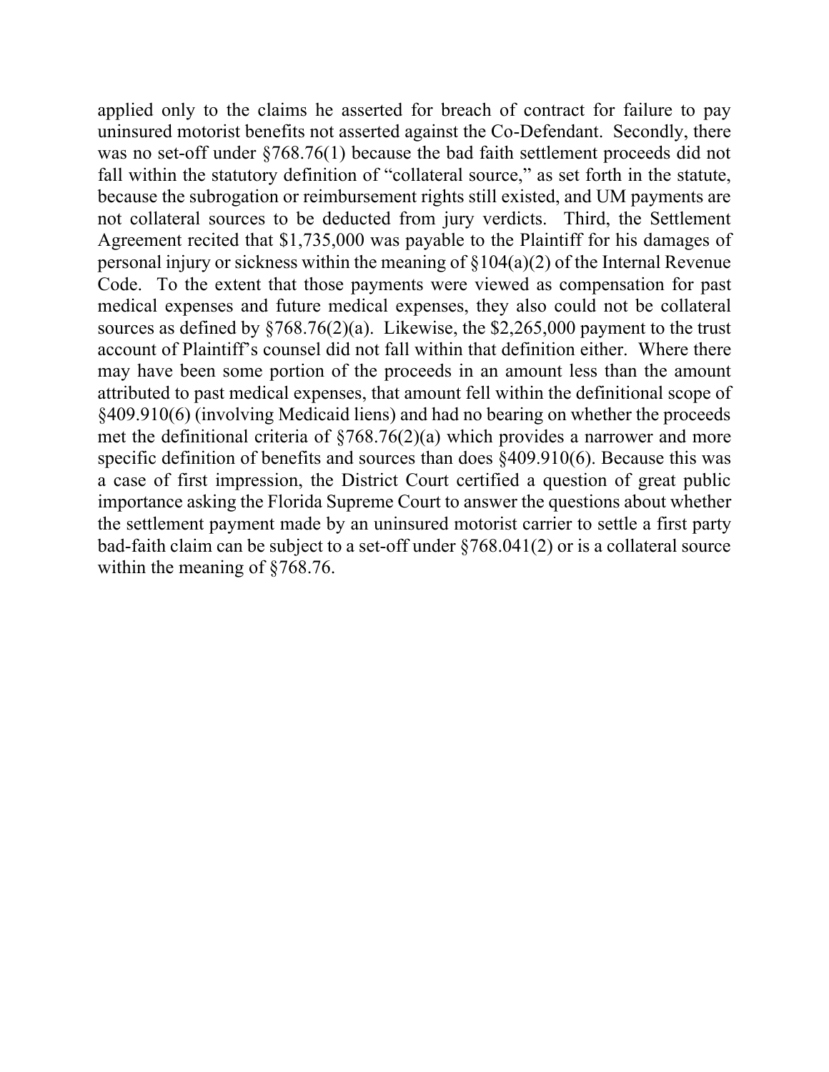applied only to the claims he asserted for breach of contract for failure to pay uninsured motorist benefits not asserted against the Co-Defendant. Secondly, there was no set-off under §768.76(1) because the bad faith settlement proceeds did not fall within the statutory definition of "collateral source," as set forth in the statute, because the subrogation or reimbursement rights still existed, and UM payments are not collateral sources to be deducted from jury verdicts. Third, the Settlement Agreement recited that $1,735,000 was payable to the Plaintiff for his damages of personal injury or sickness within the meaning of §104(a)(2) of the Internal Revenue Code. To the extent that those payments were viewed as compensation for past medical expenses and future medical expenses, they also could not be collateral sources as defined by §768.76(2)(a). Likewise, the $2,265,000 payment to the trust account of Plaintiff's counsel did not fall within that definition either. Where there may have been some portion of the proceeds in an amount less than the amount attributed to past medical expenses, that amount fell within the definitional scope of §409.910(6) (involving Medicaid liens) and had no bearing on whether the proceeds met the definitional criteria of §768.76(2)(a) which provides a narrower and more specific definition of benefits and sources than does §409.910(6). Because this was a case of first impression, the District Court certified a question of great public importance asking the Florida Supreme Court to answer the questions about whether the settlement payment made by an uninsured motorist carrier to settle a first party bad-faith claim can be subject to a set-off under §768.041(2) or is a collateral source within the meaning of §768.76.